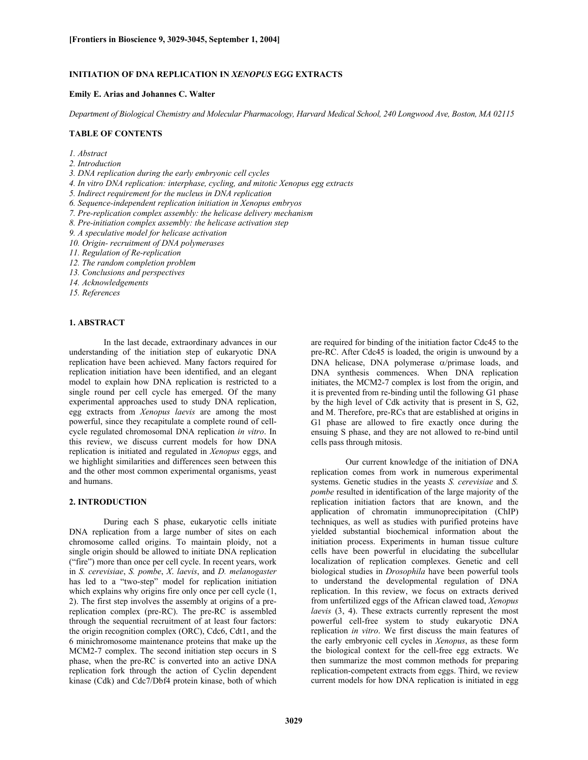# INITIATION OF DNA REPLICATION IN *XENOPUS* EGG EXTRACTS

**Emily E. Arias and Johannes C. Walter**

*Department of Biological Chemistry and Molecular Pharmacology, Harvard Medical School, 240 Longwood Ave, Boston, MA 02115*

## TABLE OF CONTENTS

*1. Abstract*
*2. Introduction*
*3. DNA replication during the early embryonic cell cycles*
*4. In vitro DNA replication: interphase, cycling, and mitotic Xenopus egg extracts*
*5. Indirect requirement for the nucleus in DNA replication*
*6. Sequence-independent replication initiation in Xenopus embryos*
*7. Pre-replication complex assembly: the helicase delivery mechanism*
*8. Pre-initiation complex assembly: the helicase activation step*
*9. A speculative model for helicase activation*
*10. Origin- recruitment of DNA polymerases*
*11. Regulation of Re-replication*
*12. The random completion problem*
*13. Conclusions and perspectives*
*14. Acknowledgements*
*15. References*

## 1. ABSTRACT

In the last decade, extraordinary advances in our understanding of the initiation step of eukaryotic DNA replication have been achieved. Many factors required for replication initiation have been identified, and an elegant model to explain how DNA replication is restricted to a single round per cell cycle has emerged. Of the many experimental approaches used to study DNA replication, egg extracts from *Xenopus laevis* are among the most powerful, since they recapitulate a complete round of cell-cycle regulated chromosomal DNA replication *in vitro*. In this review, we discuss current models for how DNA replication is initiated and regulated in *Xenopus* eggs, and we highlight similarities and differences seen between this and the other most common experimental organisms, yeast and humans.

## 2. INTRODUCTION

During each S phase, eukaryotic cells initiate DNA replication from a large number of sites on each chromosome called origins. To maintain ploidy, not a single origin should be allowed to initiate DNA replication ("fire") more than once per cell cycle. In recent years, work in *S. cerevisiae*, *S. pombe*, *X. laevis*, and *D. melanogaster* has led to a "two-step" model for replication initiation which explains why origins fire only once per cell cycle (1, 2). The first step involves the assembly at origins of a pre-replication complex (pre-RC). The pre-RC is assembled through the sequential recruitment of at least four factors: the origin recognition complex (ORC), Cdc6, Cdt1, and the 6 minichromosome maintenance proteins that make up the MCM2-7 complex. The second initiation step occurs in S phase, when the pre-RC is converted into an active DNA replication fork through the action of Cyclin dependent kinase (Cdk) and Cdc7/Dbf4 protein kinase, both of which are required for binding of the initiation factor Cdc45 to the pre-RC. After Cdc45 is loaded, the origin is unwound by a DNA helicase, DNA polymerase $\alpha$/primase loads, and DNA synthesis commences. When DNA replication initiates, the MCM2-7 complex is lost from the origin, and it is prevented from re-binding until the following G1 phase by the high level of Cdk activity that is present in S, G2, and M. Therefore, pre-RCs that are established at origins in G1 phase are allowed to fire exactly once during the ensuing S phase, and they are not allowed to re-bind until cells pass through mitosis.

Our current knowledge of the initiation of DNA replication comes from work in numerous experimental systems. Genetic studies in the yeasts *S. cerevisiae* and *S. pombe* resulted in identification of the large majority of the replication initiation factors that are known, and the application of chromatin immunoprecipitation (ChIP) techniques, as well as studies with purified proteins have yielded substantial biochemical information about the initiation process. Experiments in human tissue culture cells have been powerful in elucidating the subcellular localization of replication complexes. Genetic and cell biological studies in *Drosophila* have been powerful tools to understand the developmental regulation of DNA replication. In this review, we focus on extracts derived from unfertilized eggs of the African clawed toad, *Xenopus laevis* (3, 4). These extracts currently represent the most powerful cell-free system to study eukaryotic DNA replication *in vitro*. We first discuss the main features of the early embryonic cell cycles in *Xenopus*, as these form the biological context for the cell-free egg extracts. We then summarize the most common methods for preparing replication-competent extracts from eggs. Third, we review current models for how DNA replication is initiated in egg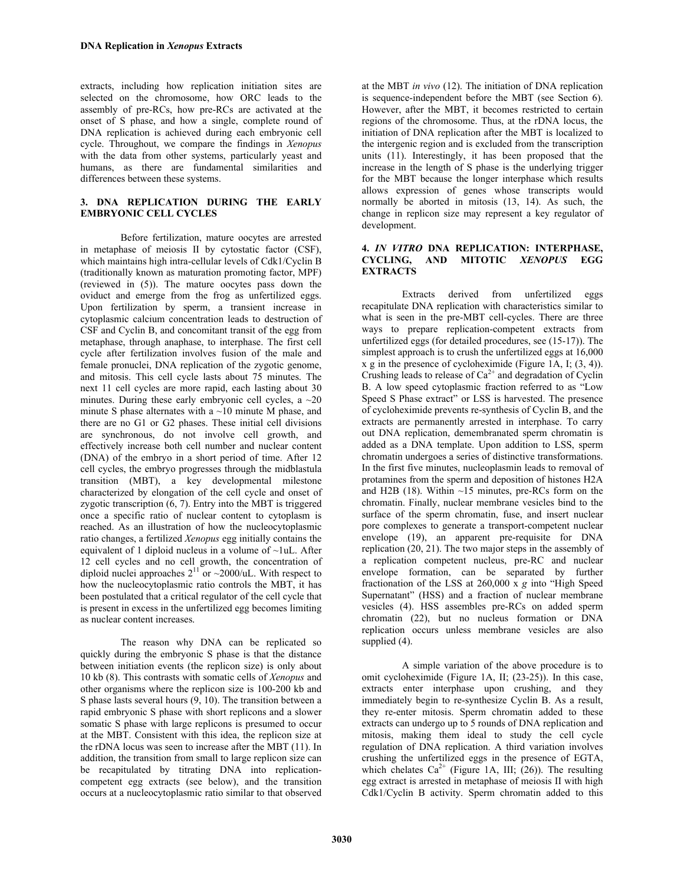extracts, including how replication initiation sites are selected on the chromosome, how ORC leads to the assembly of pre-RCs, how pre-RCs are activated at the onset of S phase, and how a single, complete round of DNA replication is achieved during each embryonic cell cycle. Throughout, we compare the findings in *Xenopus* with the data from other systems, particularly yeast and humans, as there are fundamental similarities and differences between these systems.

## 3. DNA REPLICATION DURING THE EARLY EMBRYONIC CELL CYCLES

Before fertilization, mature oocytes are arrested in metaphase of meiosis II by cytostatic factor (CSF), which maintains high intra-cellular levels of Cdk1/Cyclin B (traditionally known as maturation promoting factor, MPF) (reviewed in (5)). The mature oocytes pass down the oviduct and emerge from the frog as unfertilized eggs. Upon fertilization by sperm, a transient increase in cytoplasmic calcium concentration leads to destruction of CSF and Cyclin B, and concomitant transit of the egg from metaphase, through anaphase, to interphase. The first cell cycle after fertilization involves fusion of the male and female pronuclei, DNA replication of the zygotic genome, and mitosis. This cell cycle lasts about 75 minutes. The next 11 cell cycles are more rapid, each lasting about 30 minutes. During these early embryonic cell cycles, a ~20 minute S phase alternates with a ~10 minute M phase, and there are no G1 or G2 phases. These initial cell divisions are synchronous, do not involve cell growth, and effectively increase both cell number and nuclear content (DNA) of the embryo in a short period of time. After 12 cell cycles, the embryo progresses through the midblastula transition (MBT), a key developmental milestone characterized by elongation of the cell cycle and onset of zygotic transcription (6, 7). Entry into the MBT is triggered once a specific ratio of nuclear content to cytoplasm is reached. As an illustration of how the nucleocytoplasmic ratio changes, a fertilized *Xenopus* egg initially contains the equivalent of 1 diploid nucleus in a volume of ~1uL. After 12 cell cycles and no cell growth, the concentration of diploid nuclei approaches $2^{11}$ or ~2000/uL. With respect to how the nucleocytoplasmic ratio controls the MBT, it has been postulated that a critical regulator of the cell cycle that is present in excess in the unfertilized egg becomes limiting as nuclear content increases.

The reason why DNA can be replicated so quickly during the embryonic S phase is that the distance between initiation events (the replicon size) is only about 10 kb (8). This contrasts with somatic cells of *Xenopus* and other organisms where the replicon size is 100-200 kb and S phase lasts several hours (9, 10). The transition between a rapid embryonic S phase with short replicons and a slower somatic S phase with large replicons is presumed to occur at the MBT. Consistent with this idea, the replicon size at the rDNA locus was seen to increase after the MBT (11). In addition, the transition from small to large replicon size can be recapitulated by titrating DNA into replication-competent egg extracts (see below), and the transition occurs at a nucleocytoplasmic ratio similar to that observed at the MBT *in vivo* (12). The initiation of DNA replication is sequence-independent before the MBT (see Section 6). However, after the MBT, it becomes restricted to certain regions of the chromosome. Thus, at the rDNA locus, the initiation of DNA replication after the MBT is localized to the intergenic region and is excluded from the transcription units (11). Interestingly, it has been proposed that the increase in the length of S phase is the underlying trigger for the MBT because the longer interphase which results allows expression of genes whose transcripts would normally be aborted in mitosis (13, 14). As such, the change in replicon size may represent a key regulator of development.

## 4. *IN VITRO* DNA REPLICATION: INTERPHASE, CYCLING, AND MITOTIC *XENOPUS* EGG EXTRACTS

Extracts derived from unfertilized eggs recapitulate DNA replication with characteristics similar to what is seen in the pre-MBT cell-cycles. There are three ways to prepare replication-competent extracts from unfertilized eggs (for detailed procedures, see (15-17)). The simplest approach is to crush the unfertilized eggs at 16,000 x g in the presence of cycloheximide (Figure 1A, I; (3, 4)). Crushing leads to release of $Ca^{2+}$ and degradation of Cyclin B. A low speed cytoplasmic fraction referred to as "Low Speed S Phase extract" or LSS is harvested. The presence of cycloheximide prevents re-synthesis of Cyclin B, and the extracts are permanently arrested in interphase. To carry out DNA replication, demembranated sperm chromatin is added as a DNA template. Upon addition to LSS, sperm chromatin undergoes a series of distinctive transformations. In the first five minutes, nucleoplasmin leads to removal of protamines from the sperm and deposition of histones H2A and H2B (18). Within ~15 minutes, pre-RCs form on the chromatin. Finally, nuclear membrane vesicles bind to the surface of the sperm chromatin, fuse, and insert nuclear pore complexes to generate a transport-competent nuclear envelope (19), an apparent pre-requisite for DNA replication (20, 21). The two major steps in the assembly of a replication competent nucleus, pre-RC and nuclear envelope formation, can be separated by further fractionation of the LSS at 260,000 x *g* into "High Speed Supernatant" (HSS) and a fraction of nuclear membrane vesicles (4). HSS assembles pre-RCs on added sperm chromatin (22), but no nucleus formation or DNA replication occurs unless membrane vesicles are also supplied (4).

A simple variation of the above procedure is to omit cycloheximide (Figure 1A, II; (23-25)). In this case, extracts enter interphase upon crushing, and they immediately begin to re-synthesize Cyclin B. As a result, they re-enter mitosis. Sperm chromatin added to these extracts can undergo up to 5 rounds of DNA replication and mitosis, making them ideal to study the cell cycle regulation of DNA replication. A third variation involves crushing the unfertilized eggs in the presence of EGTA, which chelates $Ca^{2+}$ (Figure 1A, III; (26)). The resulting egg extract is arrested in metaphase of meiosis II with high Cdk1/Cyclin B activity. Sperm chromatin added to this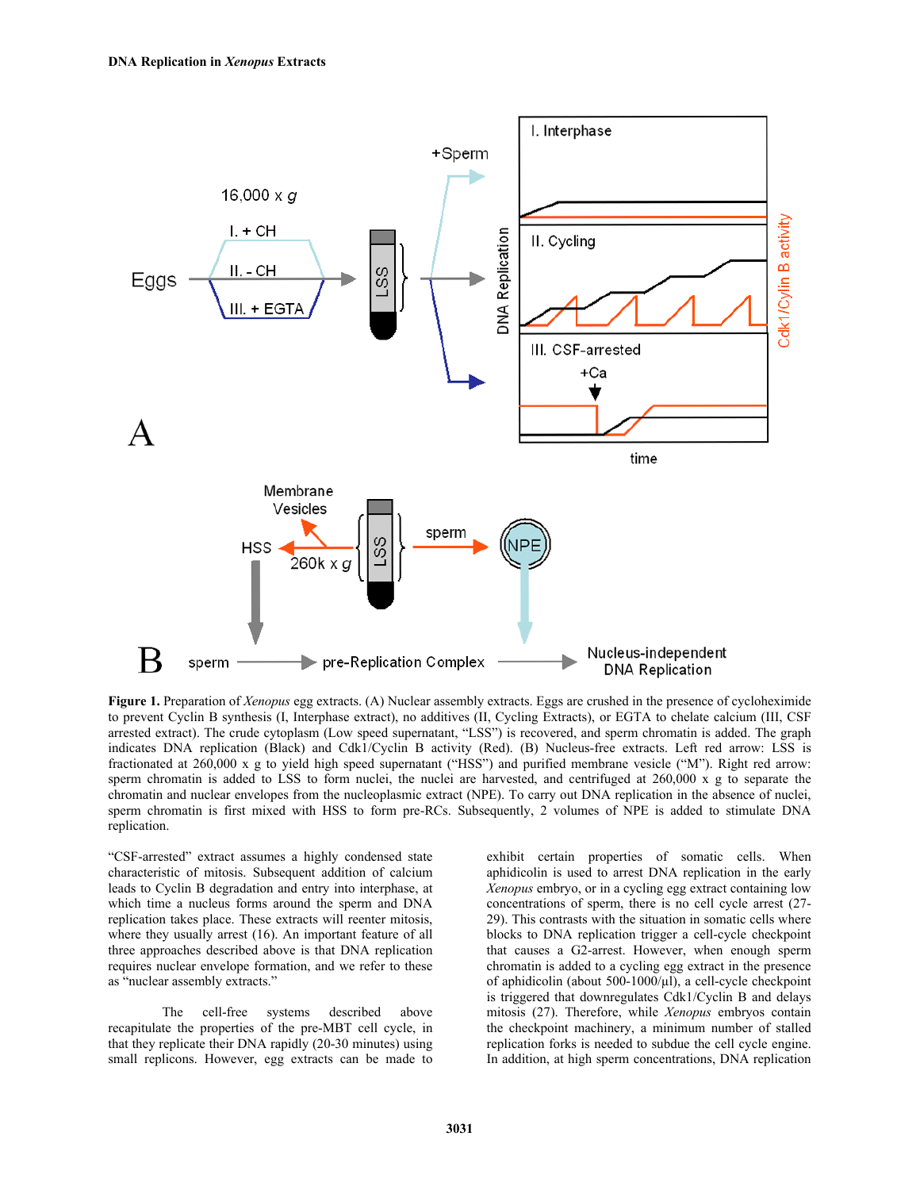**Figure 1.** Preparation of *Xenopus* egg extracts. (A) Nuclear assembly extracts. Eggs are crushed in the presence of cycloheximide to prevent Cyclin B synthesis (I, Interphase extract), no additives (II, Cycling Extracts), or EGTA to chelate calcium (III, CSF arrested extract). The crude cytoplasm (Low speed supernatant, "LSS") is recovered, and sperm chromatin is added. The graph indicates DNA replication (Black) and Cdk1/Cyclin B activity (Red). (B) Nucleus-free extracts. Left red arrow: LSS is fractionated at 260,000 x g to yield high speed supernatant ("HSS") and purified membrane vesicle ("M"). Right red arrow: sperm chromatin is added to LSS to form nuclei, the nuclei are harvested, and centrifuged at 260,000 x g to separate the chromatin and nuclear envelopes from the nucleoplasmic extract (NPE). To carry out DNA replication in the absence of nuclei, sperm chromatin is first mixed with HSS to form pre-RCs. Subsequently, 2 volumes of NPE is added to stimulate DNA replication.

"CSF-arrested" extract assumes a highly condensed state characteristic of mitosis. Subsequent addition of calcium leads to Cyclin B degradation and entry into interphase, at which time a nucleus forms around the sperm and DNA replication takes place. These extracts will reenter mitosis, where they usually arrest (16). An important feature of all three approaches described above is that DNA replication requires nuclear envelope formation, and we refer to these as "nuclear assembly extracts."

The cell-free systems described above recapitulate the properties of the pre-MBT cell cycle, in that they replicate their DNA rapidly (20-30 minutes) using small replicons. However, egg extracts can be made to exhibit certain properties of somatic cells. When aphidicolin is used to arrest DNA replication in the early *Xenopus* embryo, or in a cycling egg extract containing low concentrations of sperm, there is no cell cycle arrest (27-29). This contrasts with the situation in somatic cells where blocks to DNA replication trigger a cell-cycle checkpoint that causes a G2-arrest. However, when enough sperm chromatin is added to a cycling egg extract in the presence of aphidicolin (about 500-1000/μl), a cell-cycle checkpoint is triggered that downregulates Cdk1/Cyclin B and delays mitosis (27). Therefore, while *Xenopus* embryos contain the checkpoint machinery, a minimum number of stalled replication forks is needed to subdue the cell cycle engine. In addition, at high sperm concentrations, DNA replication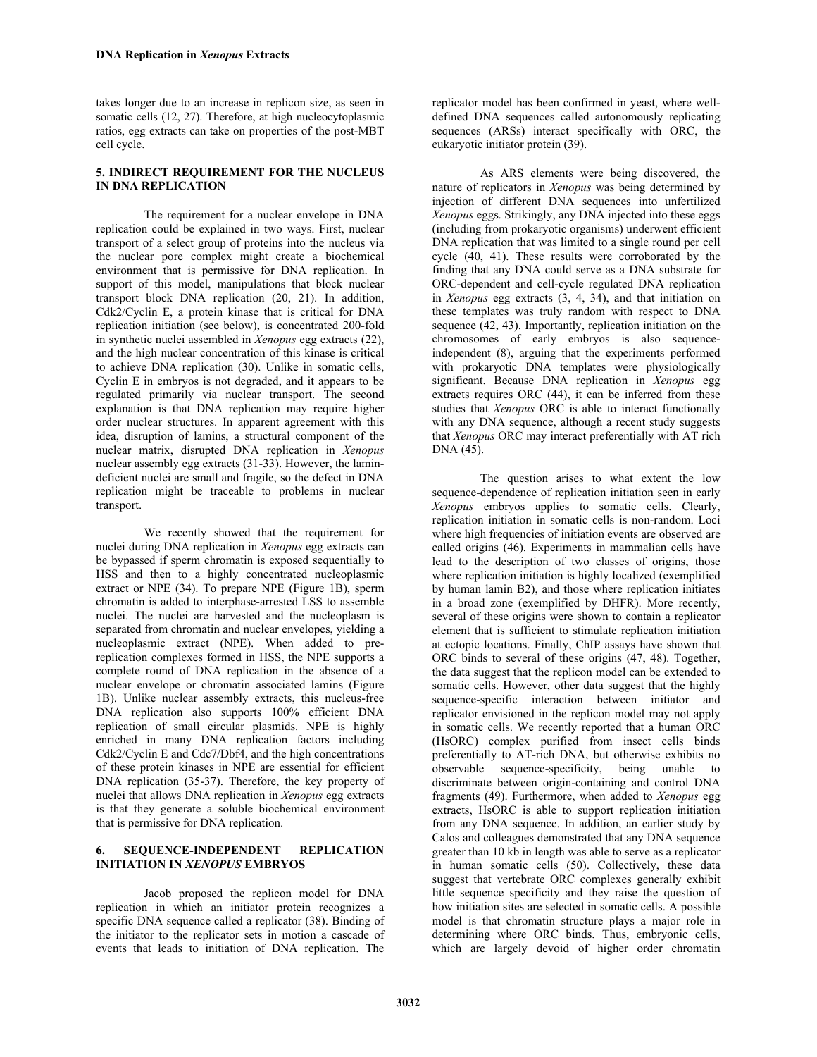takes longer due to an increase in replicon size, as seen in somatic cells (12, 27). Therefore, at high nucleocytoplasmic ratios, egg extracts can take on properties of the post-MBT cell cycle.

## 5. INDIRECT REQUIREMENT FOR THE NUCLEUS IN DNA REPLICATION

The requirement for a nuclear envelope in DNA replication could be explained in two ways. First, nuclear transport of a select group of proteins into the nucleus via the nuclear pore complex might create a biochemical environment that is permissive for DNA replication. In support of this model, manipulations that block nuclear transport block DNA replication (20, 21). In addition, Cdk2/Cyclin E, a protein kinase that is critical for DNA replication initiation (see below), is concentrated 200-fold in synthetic nuclei assembled in *Xenopus* egg extracts (22), and the high nuclear concentration of this kinase is critical to achieve DNA replication (30). Unlike in somatic cells, Cyclin E in embryos is not degraded, and it appears to be regulated primarily via nuclear transport. The second explanation is that DNA replication may require higher order nuclear structures. In apparent agreement with this idea, disruption of lamins, a structural component of the nuclear matrix, disrupted DNA replication in *Xenopus* nuclear assembly egg extracts (31-33). However, the lamin-deficient nuclei are small and fragile, so the defect in DNA replication might be traceable to problems in nuclear transport.

We recently showed that the requirement for nuclei during DNA replication in *Xenopus* egg extracts can be bypassed if sperm chromatin is exposed sequentially to HSS and then to a highly concentrated nucleoplasmic extract or NPE (34). To prepare NPE (Figure 1B), sperm chromatin is added to interphase-arrested LSS to assemble nuclei. The nuclei are harvested and the nucleoplasm is separated from chromatin and nuclear envelopes, yielding a nucleoplasmic extract (NPE). When added to pre-replication complexes formed in HSS, the NPE supports a complete round of DNA replication in the absence of a nuclear envelope or chromatin associated lamins (Figure 1B). Unlike nuclear assembly extracts, this nucleus-free DNA replication also supports 100% efficient DNA replication of small circular plasmids. NPE is highly enriched in many DNA replication factors including Cdk2/Cyclin E and Cdc7/Dbf4, and the high concentrations of these protein kinases in NPE are essential for efficient DNA replication (35-37). Therefore, the key property of nuclei that allows DNA replication in *Xenopus* egg extracts is that they generate a soluble biochemical environment that is permissive for DNA replication.

## 6. SEQUENCE-INDEPENDENT REPLICATION INITIATION IN *XENOPUS* EMBRYOS

Jacob proposed the replicon model for DNA replication in which an initiator protein recognizes a specific DNA sequence called a replicator (38). Binding of the initiator to the replicator sets in motion a cascade of events that leads to initiation of DNA replication. The replicator model has been confirmed in yeast, where well-defined DNA sequences called autonomously replicating sequences (ARSs) interact specifically with ORC, the eukaryotic initiator protein (39).

As ARS elements were being discovered, the nature of replicators in *Xenopus* was being determined by injection of different DNA sequences into unfertilized *Xenopus* eggs. Strikingly, any DNA injected into these eggs (including from prokaryotic organisms) underwent efficient DNA replication that was limited to a single round per cell cycle (40, 41). These results were corroborated by the finding that any DNA could serve as a DNA substrate for ORC-dependent and cell-cycle regulated DNA replication in *Xenopus* egg extracts (3, 4, 34), and that initiation on these templates was truly random with respect to DNA sequence (42, 43). Importantly, replication initiation on the chromosomes of early embryos is also sequence-independent (8), arguing that the experiments performed with prokaryotic DNA templates were physiologically significant. Because DNA replication in *Xenopus* egg extracts requires ORC (44), it can be inferred from these studies that *Xenopus* ORC is able to interact functionally with any DNA sequence, although a recent study suggests that *Xenopus* ORC may interact preferentially with AT rich DNA (45).

The question arises to what extent the low sequence-dependence of replication initiation seen in early *Xenopus* embryos applies to somatic cells. Clearly, replication initiation in somatic cells is non-random. Loci where high frequencies of initiation events are observed are called origins (46). Experiments in mammalian cells have lead to the description of two classes of origins, those where replication initiation is highly localized (exemplified by human lamin B2), and those where replication initiates in a broad zone (exemplified by DHFR). More recently, several of these origins were shown to contain a replicator element that is sufficient to stimulate replication initiation at ectopic locations. Finally, ChIP assays have shown that ORC binds to several of these origins (47, 48). Together, the data suggest that the replicon model can be extended to somatic cells. However, other data suggest that the highly sequence-specific interaction between initiator and replicator envisioned in the replicon model may not apply in somatic cells. We recently reported that a human ORC (HsORC) complex purified from insect cells binds preferentially to AT-rich DNA, but otherwise exhibits no observable sequence-specificity, being unable to discriminate between origin-containing and control DNA fragments (49). Furthermore, when added to *Xenopus* egg extracts, HsORC is able to support replication initiation from any DNA sequence. In addition, an earlier study by Calos and colleagues demonstrated that any DNA sequence greater than 10 kb in length was able to serve as a replicator in human somatic cells (50). Collectively, these data suggest that vertebrate ORC complexes generally exhibit little sequence specificity and they raise the question of how initiation sites are selected in somatic cells. A possible model is that chromatin structure plays a major role in determining where ORC binds. Thus, embryonic cells, which are largely devoid of higher order chromatin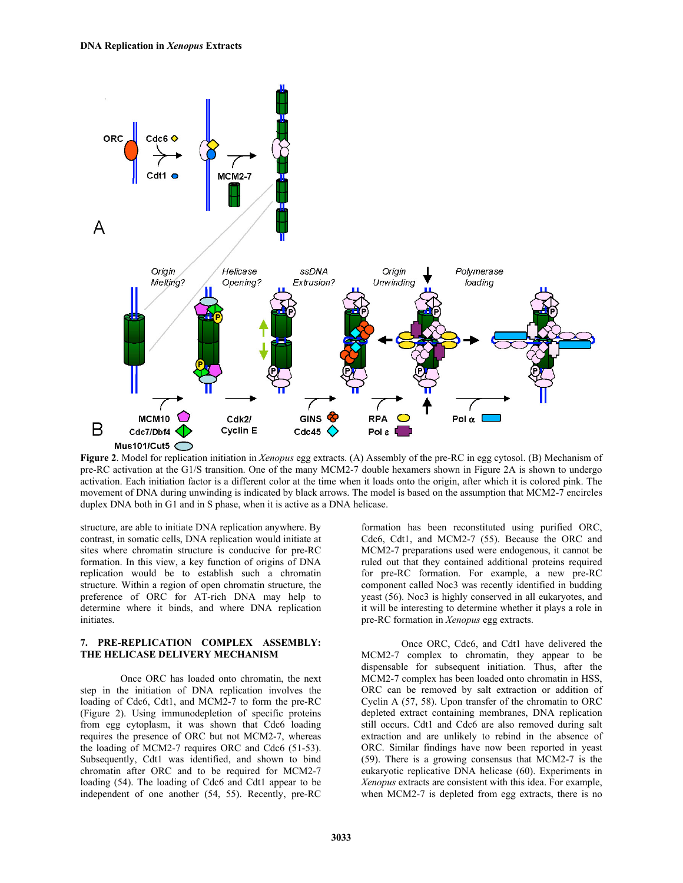**Figure 2**. Model for replication initiation in *Xenopus* egg extracts. (A) Assembly of the pre-RC in egg cytosol. (B) Mechanism of pre-RC activation at the G1/S transition. One of the many MCM2-7 double hexamers shown in Figure 2A is shown to undergo activation. Each initiation factor is a different color at the time when it loads onto the origin, after which it is colored pink. The movement of DNA during unwinding is indicated by black arrows. The model is based on the assumption that MCM2-7 encircles duplex DNA both in G1 and in S phase, when it is active as a DNA helicase.

structure, are able to initiate DNA replication anywhere. By contrast, in somatic cells, DNA replication would initiate at sites where chromatin structure is conducive for pre-RC formation. In this view, a key function of origins of DNA replication would be to establish such a chromatin structure. Within a region of open chromatin structure, the preference of ORC for AT-rich DNA may help to determine where it binds, and where DNA replication initiates.

## 7. PRE-REPLICATION COMPLEX ASSEMBLY: THE HELICASE DELIVERY MECHANISM

Once ORC has loaded onto chromatin, the next step in the initiation of DNA replication involves the loading of Cdc6, Cdt1, and MCM2-7 to form the pre-RC (Figure 2). Using immunodepletion of specific proteins from egg cytoplasm, it was shown that Cdc6 loading requires the presence of ORC but not MCM2-7, whereas the loading of MCM2-7 requires ORC and Cdc6 (51-53). Subsequently, Cdt1 was identified, and shown to bind chromatin after ORC and to be required for MCM2-7 loading (54). The loading of Cdc6 and Cdt1 appear to be independent of one another (54, 55). Recently, pre-RC formation has been reconstituted using purified ORC, Cdc6, Cdt1, and MCM2-7 (55). Because the ORC and MCM2-7 preparations used were endogenous, it cannot be ruled out that they contained additional proteins required for pre-RC formation. For example, a new pre-RC component called Noc3 was recently identified in budding yeast (56). Noc3 is highly conserved in all eukaryotes, and it will be interesting to determine whether it plays a role in pre-RC formation in *Xenopus* egg extracts.

Once ORC, Cdc6, and Cdt1 have delivered the MCM2-7 complex to chromatin, they appear to be dispensable for subsequent initiation. Thus, after the MCM2-7 complex has been loaded onto chromatin in HSS, ORC can be removed by salt extraction or addition of Cyclin A (57, 58). Upon transfer of the chromatin to ORC depleted extract containing membranes, DNA replication still occurs. Cdt1 and Cdc6 are also removed during salt extraction and are unlikely to rebind in the absence of ORC. Similar findings have now been reported in yeast (59). There is a growing consensus that MCM2-7 is the eukaryotic replicative DNA helicase (60). Experiments in *Xenopus* extracts are consistent with this idea. For example, when MCM2-7 is depleted from egg extracts, there is no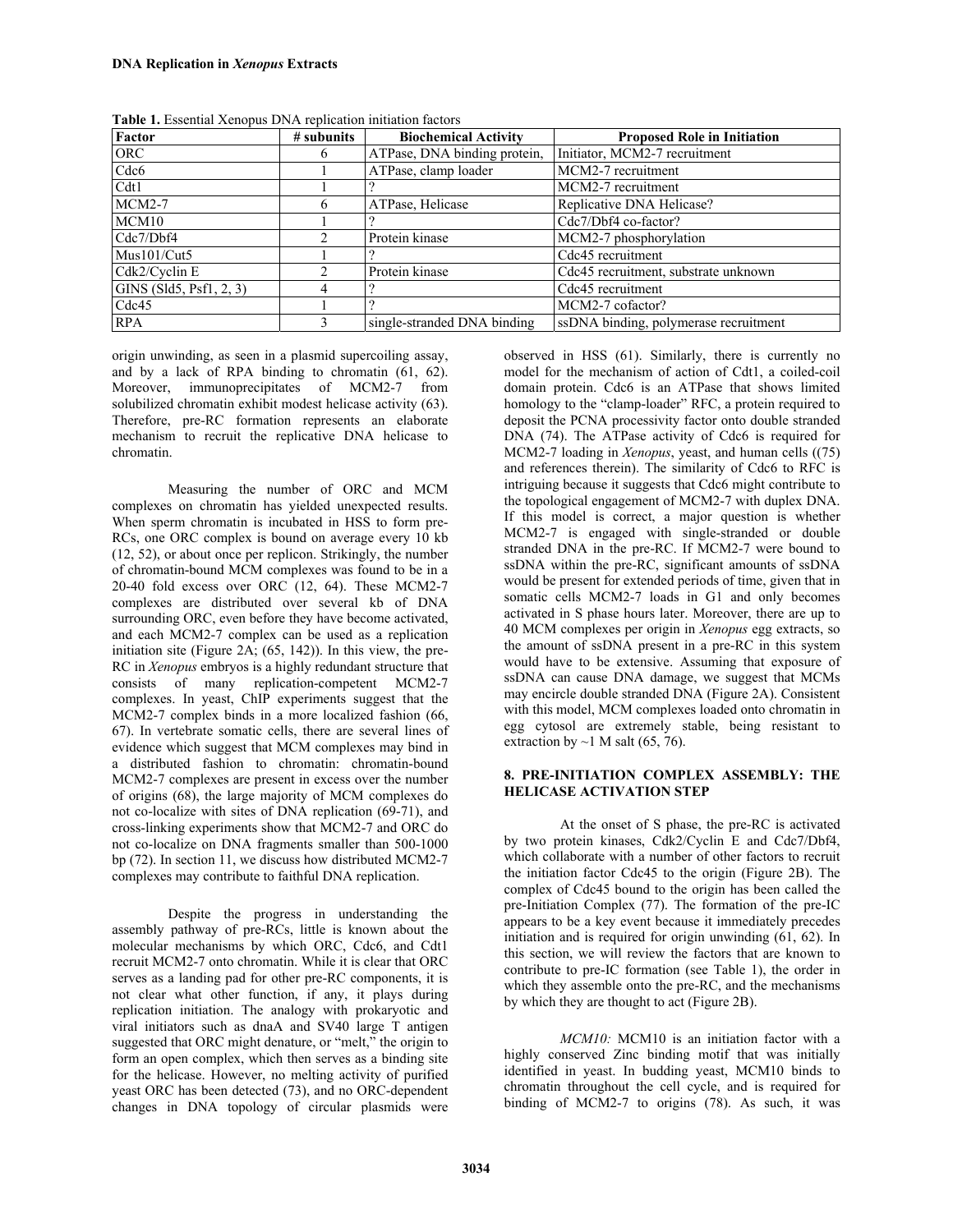**Table 1.** Essential Xenopus DNA replication initiation factors

| Factor | # subunits | Biochemical Activity | Proposed Role in Initiation |
|---|---|---|---|
| ORC | 6 | ATPase, DNA binding protein, | Initiator, MCM2-7 recruitment |
| Cdc6 | 1 | ATPase, clamp loader | MCM2-7 recruitment |
| Cdt1 | 1 | ? | MCM2-7 recruitment |
| MCM2-7 | 6 | ATPase, Helicase | Replicative DNA Helicase? |
| MCM10 | 1 | ? | Cdc7/Dbf4 co-factor? |
| Cdc7/Dbf4 | 2 | Protein kinase | MCM2-7 phosphorylation |
| Mus101/Cut5 | 1 | ? | Cdc45 recruitment |
| Cdk2/Cyclin E | 2 | Protein kinase | Cdc45 recruitment, substrate unknown |
| GINS (Sld5, Psf1, 2, 3) | 4 | ? | Cdc45 recruitment |
| Cdc45 | 1 | ? | MCM2-7 cofactor? |
| RPA | 3 | single-stranded DNA binding | ssDNA binding, polymerase recruitment |

origin unwinding, as seen in a plasmid supercoiling assay, and by a lack of RPA binding to chromatin (61, 62). Moreover, immunoprecipitates of MCM2-7 from solubilized chromatin exhibit modest helicase activity (63). Therefore, pre-RC formation represents an elaborate mechanism to recruit the replicative DNA helicase to chromatin.

Measuring the number of ORC and MCM complexes on chromatin has yielded unexpected results. When sperm chromatin is incubated in HSS to form pre-RCs, one ORC complex is bound on average every 10 kb (12, 52), or about once per replicon. Strikingly, the number of chromatin-bound MCM complexes was found to be in a 20-40 fold excess over ORC (12, 64). These MCM2-7 complexes are distributed over several kb of DNA surrounding ORC, even before they have become activated, and each MCM2-7 complex can be used as a replication initiation site (Figure 2A; (65, 142)). In this view, the pre-RC in *Xenopus* embryos is a highly redundant structure that consists of many replication-competent MCM2-7 complexes. In yeast, ChIP experiments suggest that the MCM2-7 complex binds in a more localized fashion (66, 67). In vertebrate somatic cells, there are several lines of evidence which suggest that MCM complexes may bind in a distributed fashion to chromatin: chromatin-bound MCM2-7 complexes are present in excess over the number of origins (68), the large majority of MCM complexes do not co-localize with sites of DNA replication (69-71), and cross-linking experiments show that MCM2-7 and ORC do not co-localize on DNA fragments smaller than 500-1000 bp (72). In section 11, we discuss how distributed MCM2-7 complexes may contribute to faithful DNA replication.

Despite the progress in understanding the assembly pathway of pre-RCs, little is known about the molecular mechanisms by which ORC, Cdc6, and Cdt1 recruit MCM2-7 onto chromatin. While it is clear that ORC serves as a landing pad for other pre-RC components, it is not clear what other function, if any, it plays during replication initiation. The analogy with prokaryotic and viral initiators such as dnaA and SV40 large T antigen suggested that ORC might denature, or "melt," the origin to form an open complex, which then serves as a binding site for the helicase. However, no melting activity of purified yeast ORC has been detected (73), and no ORC-dependent changes in DNA topology of circular plasmids were observed in HSS (61). Similarly, there is currently no model for the mechanism of action of Cdt1, a coiled-coil domain protein. Cdc6 is an ATPase that shows limited homology to the "clamp-loader" RFC, a protein required to deposit the PCNA processivity factor onto double stranded DNA (74). The ATPase activity of Cdc6 is required for MCM2-7 loading in *Xenopus*, yeast, and human cells ((75) and references therein). The similarity of Cdc6 to RFC is intriguing because it suggests that Cdc6 might contribute to the topological engagement of MCM2-7 with duplex DNA. If this model is correct, a major question is whether MCM2-7 is engaged with single-stranded or double stranded DNA in the pre-RC. If MCM2-7 were bound to ssDNA within the pre-RC, significant amounts of ssDNA would be present for extended periods of time, given that in somatic cells MCM2-7 loads in G1 and only becomes activated in S phase hours later. Moreover, there are up to 40 MCM complexes per origin in *Xenopus* egg extracts, so the amount of ssDNA present in a pre-RC in this system would have to be extensive. Assuming that exposure of ssDNA can cause DNA damage, we suggest that MCMs may encircle double stranded DNA (Figure 2A). Consistent with this model, MCM complexes loaded onto chromatin in egg cytosol are extremely stable, being resistant to extraction by ~1 M salt (65, 76).

## 8. PRE-INITIATION COMPLEX ASSEMBLY: THE HELICASE ACTIVATION STEP

At the onset of S phase, the pre-RC is activated by two protein kinases, Cdk2/Cyclin E and Cdc7/Dbf4, which collaborate with a number of other factors to recruit the initiation factor Cdc45 to the origin (Figure 2B). The complex of Cdc45 bound to the origin has been called the pre-Initiation Complex (77). The formation of the pre-IC appears to be a key event because it immediately precedes initiation and is required for origin unwinding (61, 62). In this section, we will review the factors that are known to contribute to pre-IC formation (see Table 1), the order in which they assemble onto the pre-RC, and the mechanisms by which they are thought to act (Figure 2B).

*MCM10:* MCM10 is an initiation factor with a highly conserved Zinc binding motif that was initially identified in yeast. In budding yeast, MCM10 binds to chromatin throughout the cell cycle, and is required for binding of MCM2-7 to origins (78). As such, it was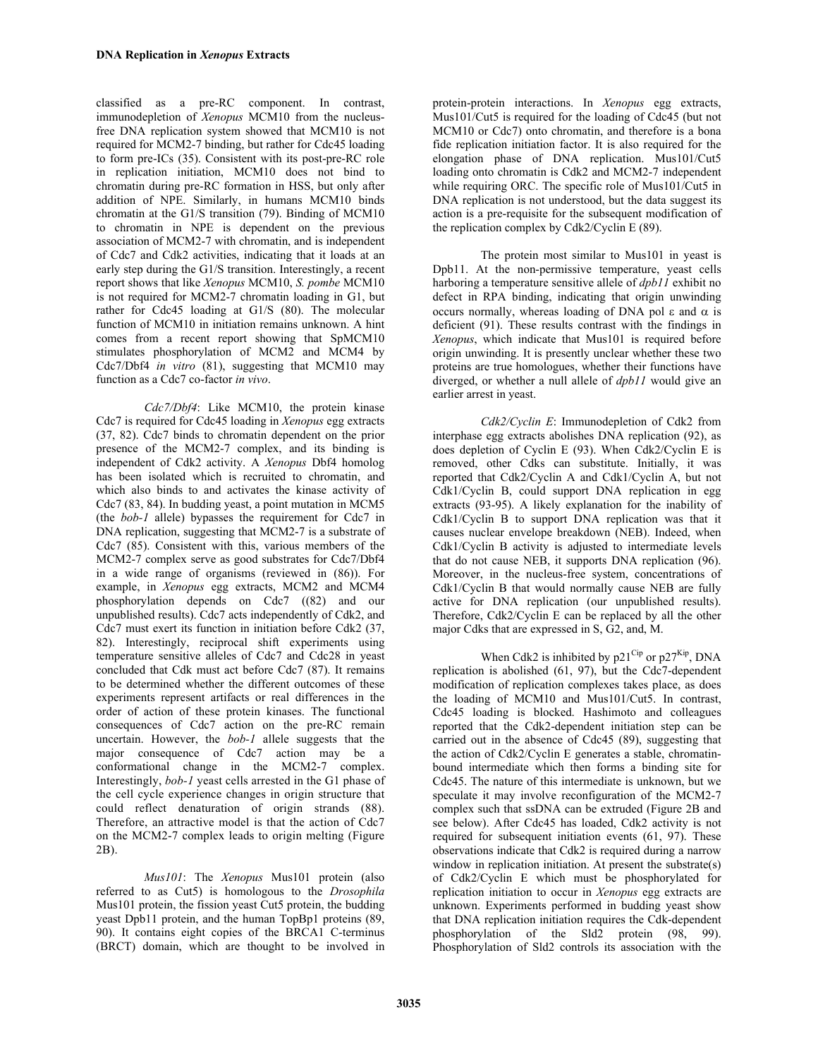classified as a pre-RC component. In contrast, immunodepletion of *Xenopus* MCM10 from the nucleus-free DNA replication system showed that MCM10 is not required for MCM2-7 binding, but rather for Cdc45 loading to form pre-ICs (35). Consistent with its post-pre-RC role in replication initiation, MCM10 does not bind to chromatin during pre-RC formation in HSS, but only after addition of NPE. Similarly, in humans MCM10 binds chromatin at the G1/S transition (79). Binding of MCM10 to chromatin in NPE is dependent on the previous association of MCM2-7 with chromatin, and is independent of Cdc7 and Cdk2 activities, indicating that it loads at an early step during the G1/S transition. Interestingly, a recent report shows that like *Xenopus* MCM10, *S. pombe* MCM10 is not required for MCM2-7 chromatin loading in G1, but rather for Cdc45 loading at G1/S (80). The molecular function of MCM10 in initiation remains unknown. A hint comes from a recent report showing that SpMCM10 stimulates phosphorylation of MCM2 and MCM4 by Cdc7/Dbf4 *in vitro* (81), suggesting that MCM10 may function as a Cdc7 co-factor *in vivo*.

*Cdc7/Dbf4*: Like MCM10, the protein kinase Cdc7 is required for Cdc45 loading in *Xenopus* egg extracts (37, 82). Cdc7 binds to chromatin dependent on the prior presence of the MCM2-7 complex, and its binding is independent of Cdk2 activity. A *Xenopus* Dbf4 homolog has been isolated which is recruited to chromatin, and which also binds to and activates the kinase activity of Cdc7 (83, 84). In budding yeast, a point mutation in MCM5 (the *bob-1* allele) bypasses the requirement for Cdc7 in DNA replication, suggesting that MCM2-7 is a substrate of Cdc7 (85). Consistent with this, various members of the MCM2-7 complex serve as good substrates for Cdc7/Dbf4 in a wide range of organisms (reviewed in (86)). For example, in *Xenopus* egg extracts, MCM2 and MCM4 phosphorylation depends on Cdc7 ((82) and our unpublished results). Cdc7 acts independently of Cdk2, and Cdc7 must exert its function in initiation before Cdk2 (37, 82). Interestingly, reciprocal shift experiments using temperature sensitive alleles of Cdc7 and Cdc28 in yeast concluded that Cdk must act before Cdc7 (87). It remains to be determined whether the different outcomes of these experiments represent artifacts or real differences in the order of action of these protein kinases. The functional consequences of Cdc7 action on the pre-RC remain uncertain. However, the *bob-1* allele suggests that the major consequence of Cdc7 action may be a conformational change in the MCM2-7 complex. Interestingly, *bob-1* yeast cells arrested in the G1 phase of the cell cycle experience changes in origin structure that could reflect denaturation of origin strands (88). Therefore, an attractive model is that the action of Cdc7 on the MCM2-7 complex leads to origin melting (Figure 2B).

*Mus101*: The *Xenopus* Mus101 protein (also referred to as Cut5) is homologous to the *Drosophila* Mus101 protein, the fission yeast Cut5 protein, the budding yeast Dpb11 protein, and the human TopBp1 proteins (89, 90). It contains eight copies of the BRCA1 C-terminus (BRCT) domain, which are thought to be involved in protein-protein interactions. In *Xenopus* egg extracts, Mus101/Cut5 is required for the loading of Cdc45 (but not MCM10 or Cdc7) onto chromatin, and therefore is a bona fide replication initiation factor. It is also required for the elongation phase of DNA replication. Mus101/Cut5 loading onto chromatin is Cdk2 and MCM2-7 independent while requiring ORC. The specific role of Mus101/Cut5 in DNA replication is not understood, but the data suggest its action is a pre-requisite for the subsequent modification of the replication complex by Cdk2/Cyclin E (89).

The protein most similar to Mus101 in yeast is Dpb11. At the non-permissive temperature, yeast cells harboring a temperature sensitive allele of *dpb11* exhibit no defect in RPA binding, indicating that origin unwinding occurs normally, whereas loading of DNA pol ε and α is deficient (91). These results contrast with the findings in *Xenopus*, which indicate that Mus101 is required before origin unwinding. It is presently unclear whether these two proteins are true homologues, whether their functions have diverged, or whether a null allele of *dpb11* would give an earlier arrest in yeast.

*Cdk2/Cyclin E*: Immunodepletion of Cdk2 from interphase egg extracts abolishes DNA replication (92), as does depletion of Cyclin E (93). When Cdk2/Cyclin E is removed, other Cdks can substitute. Initially, it was reported that Cdk2/Cyclin A and Cdk1/Cyclin A, but not Cdk1/Cyclin B, could support DNA replication in egg extracts (93-95). A likely explanation for the inability of Cdk1/Cyclin B to support DNA replication was that it causes nuclear envelope breakdown (NEB). Indeed, when Cdk1/Cyclin B activity is adjusted to intermediate levels that do not cause NEB, it supports DNA replication (96). Moreover, in the nucleus-free system, concentrations of Cdk1/Cyclin B that would normally cause NEB are fully active for DNA replication (our unpublished results). Therefore, Cdk2/Cyclin E can be replaced by all the other major Cdks that are expressed in S, G2, and, M.

When Cdk2 is inhibited by $p21^{Cip}$ or $p27^{Kip}$, DNA replication is abolished (61, 97), but the Cdc7-dependent modification of replication complexes takes place, as does the loading of MCM10 and Mus101/Cut5. In contrast, Cdc45 loading is blocked. Hashimoto and colleagues reported that the Cdk2-dependent initiation step can be carried out in the absence of Cdc45 (89), suggesting that the action of Cdk2/Cyclin E generates a stable, chromatin-bound intermediate which then forms a binding site for Cdc45. The nature of this intermediate is unknown, but we speculate it may involve reconfiguration of the MCM2-7 complex such that ssDNA can be extruded (Figure 2B and see below). After Cdc45 has loaded, Cdk2 activity is not required for subsequent initiation events (61, 97). These observations indicate that Cdk2 is required during a narrow window in replication initiation. At present the substrate(s) of Cdk2/Cyclin E which must be phosphorylated for replication initiation to occur in *Xenopus* egg extracts are unknown. Experiments performed in budding yeast show that DNA replication initiation requires the Cdk-dependent phosphorylation of the Sld2 protein (98, 99). Phosphorylation of Sld2 controls its association with the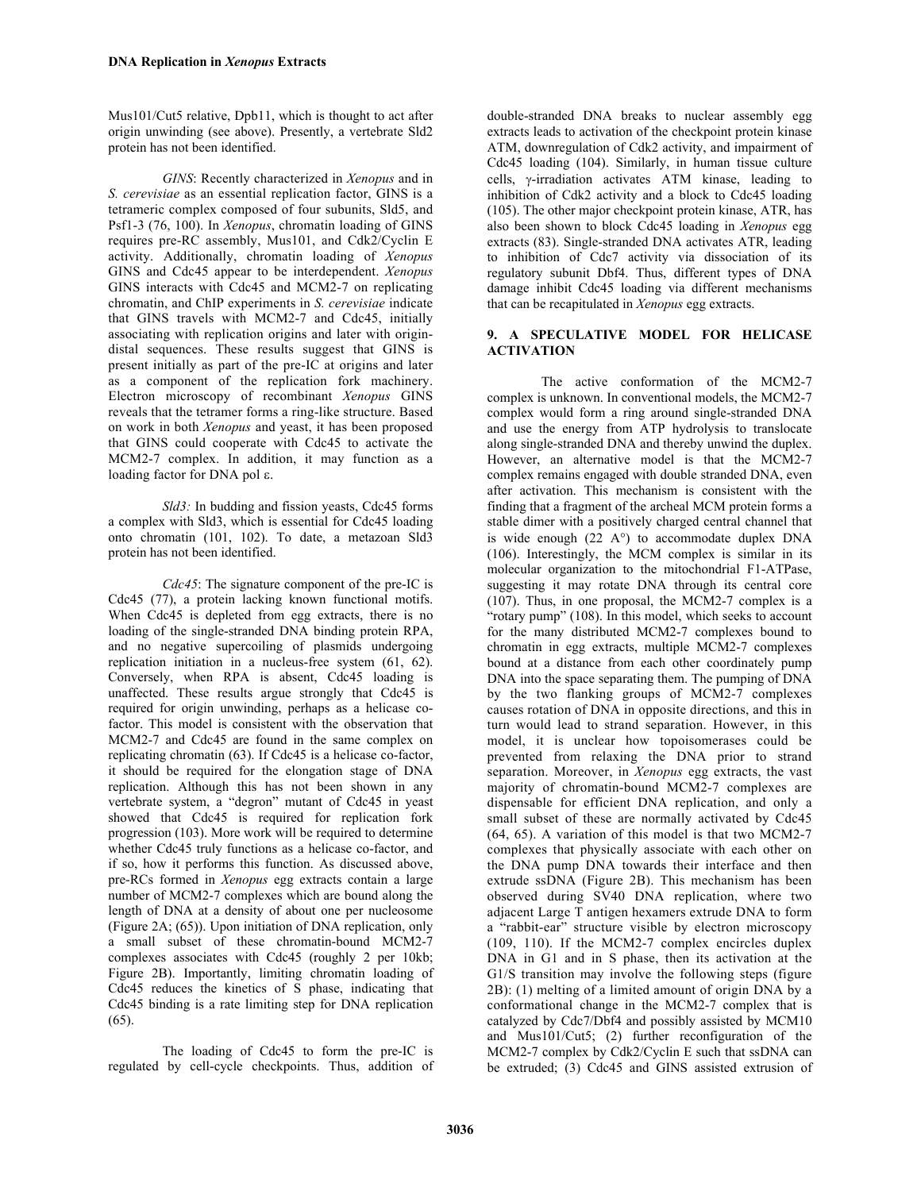Mus101/Cut5 relative, Dpb11, which is thought to act after origin unwinding (see above). Presently, a vertebrate Sld2 protein has not been identified.

*GINS*: Recently characterized in *Xenopus* and in *S. cerevisiae* as an essential replication factor, GINS is a tetrameric complex composed of four subunits, Sld5, and Psf1-3 (76, 100). In *Xenopus*, chromatin loading of GINS requires pre-RC assembly, Mus101, and Cdk2/Cyclin E activity. Additionally, chromatin loading of *Xenopus* GINS and Cdc45 appear to be interdependent. *Xenopus* GINS interacts with Cdc45 and MCM2-7 on replicating chromatin, and ChIP experiments in *S. cerevisiae* indicate that GINS travels with MCM2-7 and Cdc45, initially associating with replication origins and later with origin-distal sequences. These results suggest that GINS is present initially as part of the pre-IC at origins and later as a component of the replication fork machinery. Electron microscopy of recombinant *Xenopus* GINS reveals that the tetramer forms a ring-like structure. Based on work in both *Xenopus* and yeast, it has been proposed that GINS could cooperate with Cdc45 to activate the MCM2-7 complex. In addition, it may function as a loading factor for DNA pol ε.

*Sld3:* In budding and fission yeasts, Cdc45 forms a complex with Sld3, which is essential for Cdc45 loading onto chromatin (101, 102). To date, a metazoan Sld3 protein has not been identified.

*Cdc45*: The signature component of the pre-IC is Cdc45 (77), a protein lacking known functional motifs. When Cdc45 is depleted from egg extracts, there is no loading of the single-stranded DNA binding protein RPA, and no negative supercoiling of plasmids undergoing replication initiation in a nucleus-free system (61, 62). Conversely, when RPA is absent, Cdc45 loading is unaffected. These results argue strongly that Cdc45 is required for origin unwinding, perhaps as a helicase co-factor. This model is consistent with the observation that MCM2-7 and Cdc45 are found in the same complex on replicating chromatin (63). If Cdc45 is a helicase co-factor, it should be required for the elongation stage of DNA replication. Although this has not been shown in any vertebrate system, a "degron" mutant of Cdc45 in yeast showed that Cdc45 is required for replication fork progression (103). More work will be required to determine whether Cdc45 truly functions as a helicase co-factor, and if so, how it performs this function. As discussed above, pre-RCs formed in *Xenopus* egg extracts contain a large number of MCM2-7 complexes which are bound along the length of DNA at a density of about one per nucleosome (Figure 2A; (65)). Upon initiation of DNA replication, only a small subset of these chromatin-bound MCM2-7 complexes associates with Cdc45 (roughly 2 per 10kb; Figure 2B). Importantly, limiting chromatin loading of Cdc45 reduces the kinetics of S phase, indicating that Cdc45 binding is a rate limiting step for DNA replication (65).

The loading of Cdc45 to form the pre-IC is regulated by cell-cycle checkpoints. Thus, addition of double-stranded DNA breaks to nuclear assembly egg extracts leads to activation of the checkpoint protein kinase ATM, downregulation of Cdk2 activity, and impairment of Cdc45 loading (104). Similarly, in human tissue culture cells, γ-irradiation activates ATM kinase, leading to inhibition of Cdk2 activity and a block to Cdc45 loading (105). The other major checkpoint protein kinase, ATR, has also been shown to block Cdc45 loading in *Xenopus* egg extracts (83). Single-stranded DNA activates ATR, leading to inhibition of Cdc7 activity via dissociation of its regulatory subunit Dbf4. Thus, different types of DNA damage inhibit Cdc45 loading via different mechanisms that can be recapitulated in *Xenopus* egg extracts.

## 9. A SPECULATIVE MODEL FOR HELICASE ACTIVATION

The active conformation of the MCM2-7 complex is unknown. In conventional models, the MCM2-7 complex would form a ring around single-stranded DNA and use the energy from ATP hydrolysis to translocate along single-stranded DNA and thereby unwind the duplex. However, an alternative model is that the MCM2-7 complex remains engaged with double stranded DNA, even after activation. This mechanism is consistent with the finding that a fragment of the archeal MCM protein forms a stable dimer with a positively charged central channel that is wide enough (22 A°) to accommodate duplex DNA (106). Interestingly, the MCM complex is similar in its molecular organization to the mitochondrial F1-ATPase, suggesting it may rotate DNA through its central core (107). Thus, in one proposal, the MCM2-7 complex is a "rotary pump" (108). In this model, which seeks to account for the many distributed MCM2-7 complexes bound to chromatin in egg extracts, multiple MCM2-7 complexes bound at a distance from each other coordinately pump DNA into the space separating them. The pumping of DNA by the two flanking groups of MCM2-7 complexes causes rotation of DNA in opposite directions, and this in turn would lead to strand separation. However, in this model, it is unclear how topoisomerases could be prevented from relaxing the DNA prior to strand separation. Moreover, in *Xenopus* egg extracts, the vast majority of chromatin-bound MCM2-7 complexes are dispensable for efficient DNA replication, and only a small subset of these are normally activated by Cdc45 (64, 65). A variation of this model is that two MCM2-7 complexes that physically associate with each other on the DNA pump DNA towards their interface and then extrude ssDNA (Figure 2B). This mechanism has been observed during SV40 DNA replication, where two adjacent Large T antigen hexamers extrude DNA to form a "rabbit-ear" structure visible by electron microscopy (109, 110). If the MCM2-7 complex encircles duplex DNA in G1 and in S phase, then its activation at the G1/S transition may involve the following steps (figure 2B): (1) melting of a limited amount of origin DNA by a conformational change in the MCM2-7 complex that is catalyzed by Cdc7/Dbf4 and possibly assisted by MCM10 and Mus101/Cut5; (2) further reconfiguration of the MCM2-7 complex by Cdk2/Cyclin E such that ssDNA can be extruded; (3) Cdc45 and GINS assisted extrusion of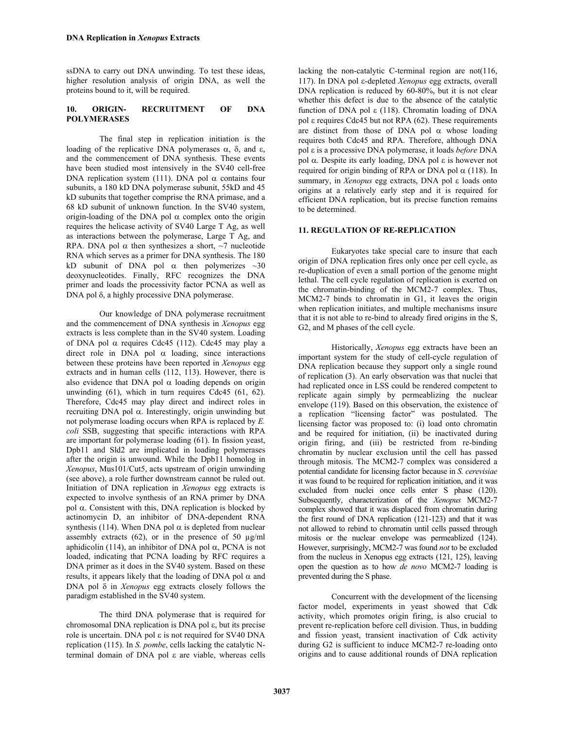ssDNA to carry out DNA unwinding. To test these ideas, higher resolution analysis of origin DNA, as well the proteins bound to it, will be required.

## 10. ORIGIN- RECRUITMENT OF DNA POLYMERASES

The final step in replication initiation is the loading of the replicative DNA polymerases α, δ, and ε, and the commencement of DNA synthesis. These events have been studied most intensively in the SV40 cell-free DNA replication system (111). DNA pol α contains four subunits, a 180 kD DNA polymerase subunit, 55kD and 45 kD subunits that together comprise the RNA primase, and a 68 kD subunit of unknown function. In the SV40 system, origin-loading of the DNA pol α complex onto the origin requires the helicase activity of SV40 Large T Ag, as well as interactions between the polymerase, Large T Ag, and RPA. DNA pol α then synthesizes a short, ~7 nucleotide RNA which serves as a primer for DNA synthesis. The 180 kD subunit of DNA pol α then polymerizes ~30 deoxynucleotides. Finally, RFC recognizes the DNA primer and loads the processivity factor PCNA as well as DNA pol δ, a highly processive DNA polymerase.

Our knowledge of DNA polymerase recruitment and the commencement of DNA synthesis in *Xenopus* egg extracts is less complete than in the SV40 system. Loading of DNA pol α requires Cdc45 (112). Cdc45 may play a direct role in DNA pol α loading, since interactions between these proteins have been reported in *Xenopus* egg extracts and in human cells (112, 113). However, there is also evidence that DNA pol α loading depends on origin unwinding (61), which in turn requires Cdc45 (61, 62). Therefore, Cdc45 may play direct and indirect roles in recruiting DNA pol α. Interestingly, origin unwinding but not polymerase loading occurs when RPA is replaced by *E. coli* SSB, suggesting that specific interactions with RPA are important for polymerase loading (61). In fission yeast, Dpb11 and Sld2 are implicated in loading polymerases after the origin is unwound. While the Dpb11 homolog in *Xenopus*, Mus101/Cut5, acts upstream of origin unwinding (see above), a role further downstream cannot be ruled out. Initiation of DNA replication in *Xenopus* egg extracts is expected to involve synthesis of an RNA primer by DNA pol α. Consistent with this, DNA replication is blocked by actinomycin D, an inhibitor of DNA-dependent RNA synthesis (114). When DNA pol α is depleted from nuclear assembly extracts (62), or in the presence of 50 µg/ml aphidicolin (114), an inhibitor of DNA pol α, PCNA is not loaded, indicating that PCNA loading by RFC requires a DNA primer as it does in the SV40 system. Based on these results, it appears likely that the loading of DNA pol α and DNA pol δ in *Xenopus* egg extracts closely follows the paradigm established in the SV40 system.

The third DNA polymerase that is required for chromosomal DNA replication is DNA pol ε, but its precise role is uncertain. DNA pol ε is not required for SV40 DNA replication (115). In *S. pombe*, cells lacking the catalytic N-terminal domain of DNA pol ε are viable, whereas cells lacking the non-catalytic C-terminal region are not(116, 117). In DNA pol ε-depleted *Xenopus* egg extracts, overall DNA replication is reduced by 60-80%, but it is not clear whether this defect is due to the absence of the catalytic function of DNA pol ε (118). Chromatin loading of DNA pol ε requires Cdc45 but not RPA (62). These requirements are distinct from those of DNA pol α whose loading requires both Cdc45 and RPA. Therefore, although DNA pol ε is a processive DNA polymerase, it loads *before* DNA pol α. Despite its early loading, DNA pol ε is however not required for origin binding of RPA or DNA pol α (118). In summary, in *Xenopus* egg extracts, DNA pol ε loads onto origins at a relatively early step and it is required for efficient DNA replication, but its precise function remains to be determined.

## 11. REGULATION OF RE-REPLICATION

Eukaryotes take special care to insure that each origin of DNA replication fires only once per cell cycle, as re-duplication of even a small portion of the genome might lethal. The cell cycle regulation of replication is exerted on the chromatin-binding of the MCM2-7 complex. Thus, MCM2-7 binds to chromatin in G1, it leaves the origin when replication initiates, and multiple mechanisms insure that it is not able to re-bind to already fired origins in the S, G2, and M phases of the cell cycle.

Historically, *Xenopus* egg extracts have been an important system for the study of cell-cycle regulation of DNA replication because they support only a single round of replication (3). An early observation was that nuclei that had replicated once in LSS could be rendered competent to replicate again simply by permeablizing the nuclear envelope (119). Based on this observation, the existence of a replication "licensing factor" was postulated. The licensing factor was proposed to: (i) load onto chromatin and be required for initiation, (ii) be inactivated during origin firing, and (iii) be restricted from re-binding chromatin by nuclear exclusion until the cell has passed through mitosis. The MCM2-7 complex was considered a potential candidate for licensing factor because in *S. cerevisiae* it was found to be required for replication initiation, and it was excluded from nuclei once cells enter S phase (120). Subsequently, characterization of the *Xenopus* MCM2-7 complex showed that it was displaced from chromatin during the first round of DNA replication (121-123) and that it was not allowed to rebind to chromatin until cells passed through mitosis or the nuclear envelope was permeablized (124). However, surprisingly, MCM2-7 was found *not* to be excluded from the nucleus in Xenopus egg extracts (121, 125), leaving open the question as to how *de novo* MCM2-7 loading is prevented during the S phase.

Concurrent with the development of the licensing factor model, experiments in yeast showed that Cdk activity, which promotes origin firing, is also crucial to prevent re-replication before cell division. Thus, in budding and fission yeast, transient inactivation of Cdk activity during G2 is sufficient to induce MCM2-7 re-loading onto origins and to cause additional rounds of DNA replication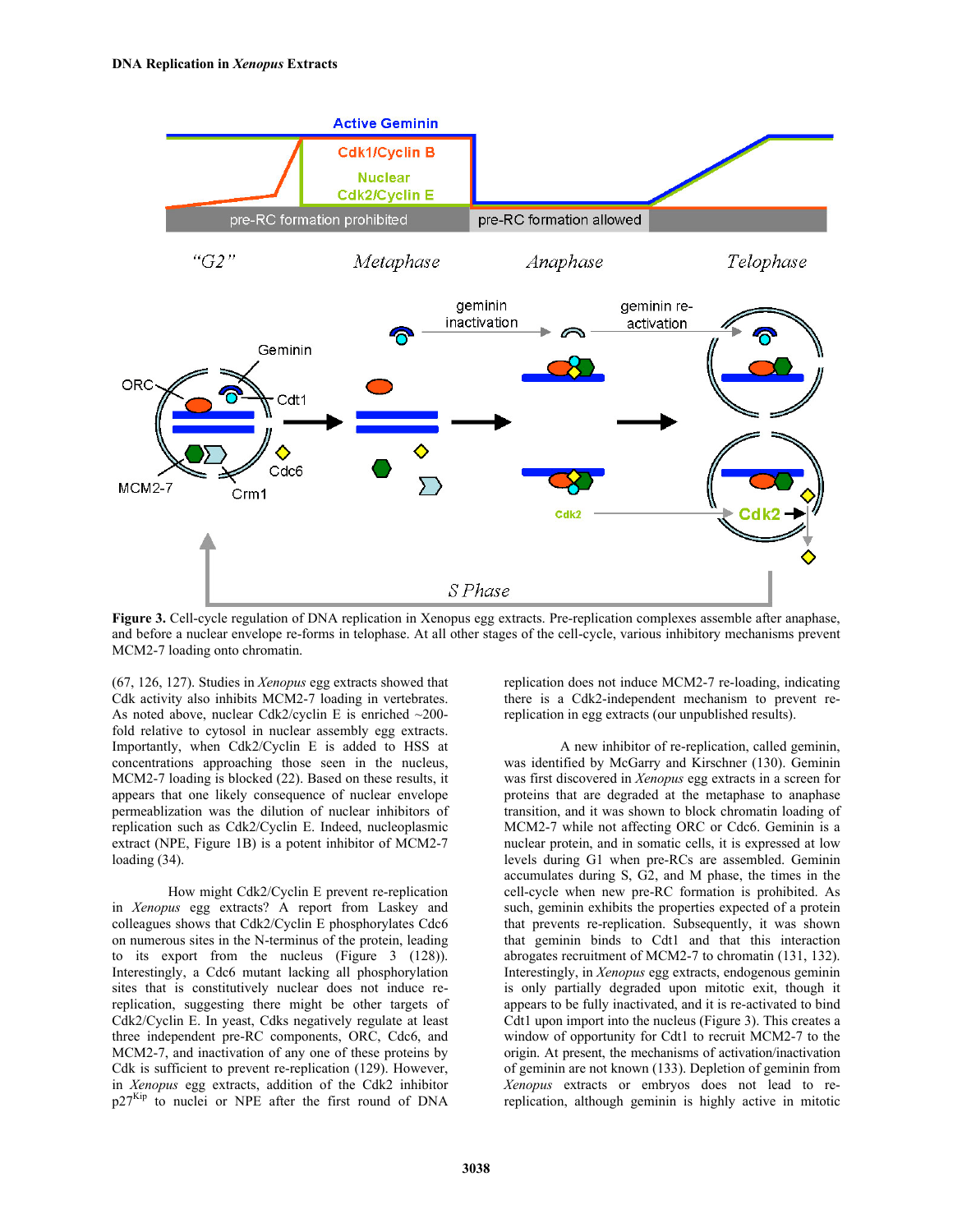**Figure 3.** Cell-cycle regulation of DNA replication in Xenopus egg extracts. Pre-replication complexes assemble after anaphase, and before a nuclear envelope re-forms in telophase. At all other stages of the cell-cycle, various inhibitory mechanisms prevent MCM2-7 loading onto chromatin.

(67, 126, 127). Studies in *Xenopus* egg extracts showed that Cdk activity also inhibits MCM2-7 loading in vertebrates. As noted above, nuclear Cdk2/cyclin E is enriched ~200-fold relative to cytosol in nuclear assembly egg extracts. Importantly, when Cdk2/Cyclin E is added to HSS at concentrations approaching those seen in the nucleus, MCM2-7 loading is blocked (22). Based on these results, it appears that one likely consequence of nuclear envelope permeablization was the dilution of nuclear inhibitors of replication such as Cdk2/Cyclin E. Indeed, nucleoplasmic extract (NPE, Figure 1B) is a potent inhibitor of MCM2-7 loading (34).

How might Cdk2/Cyclin E prevent re-replication in *Xenopus* egg extracts? A report from Laskey and colleagues shows that Cdk2/Cyclin E phosphorylates Cdc6 on numerous sites in the N-terminus of the protein, leading to its export from the nucleus (Figure 3 (128)). Interestingly, a Cdc6 mutant lacking all phosphorylation sites that is constitutively nuclear does not induce re-replication, suggesting there might be other targets of Cdk2/Cyclin E. In yeast, Cdks negatively regulate at least three independent pre-RC components, ORC, Cdc6, and MCM2-7, and inactivation of any one of these proteins by Cdk is sufficient to prevent re-replication (129). However, in *Xenopus* egg extracts, addition of the Cdk2 inhibitor p27[Kip] to nuclei or NPE after the first round of DNA replication does not induce MCM2-7 re-loading, indicating there is a Cdk2-independent mechanism to prevent re-replication in egg extracts (our unpublished results).

A new inhibitor of re-replication, called geminin, was identified by McGarry and Kirschner (130). Geminin was first discovered in *Xenopus* egg extracts in a screen for proteins that are degraded at the metaphase to anaphase transition, and it was shown to block chromatin loading of MCM2-7 while not affecting ORC or Cdc6. Geminin is a nuclear protein, and in somatic cells, it is expressed at low levels during G1 when pre-RCs are assembled. Geminin accumulates during S, G2, and M phase, the times in the cell-cycle when new pre-RC formation is prohibited. As such, geminin exhibits the properties expected of a protein that prevents re-replication. Subsequently, it was shown that geminin binds to Cdt1 and that this interaction abrogates recruitment of MCM2-7 to chromatin (131, 132). Interestingly, in *Xenopus* egg extracts, endogenous geminin is only partially degraded upon mitotic exit, though it appears to be fully inactivated, and it is re-activated to bind Cdt1 upon import into the nucleus (Figure 3). This creates a window of opportunity for Cdt1 to recruit MCM2-7 to the origin. At present, the mechanisms of activation/inactivation of geminin are not known (133). Depletion of geminin from *Xenopus* extracts or embryos does not lead to re-replication, although geminin is highly active in mitotic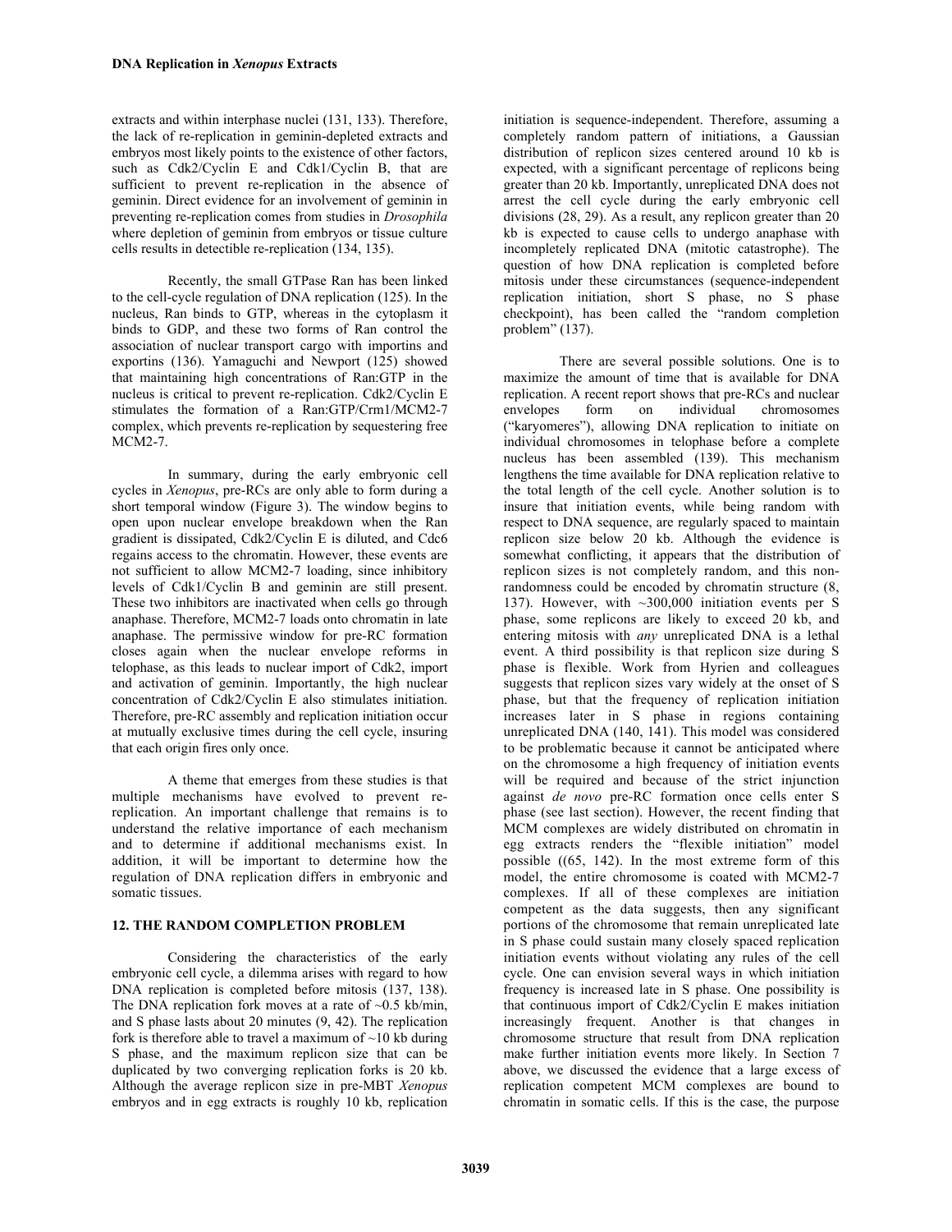extracts and within interphase nuclei (131, 133). Therefore, the lack of re-replication in geminin-depleted extracts and embryos most likely points to the existence of other factors, such as Cdk2/Cyclin E and Cdk1/Cyclin B, that are sufficient to prevent re-replication in the absence of geminin. Direct evidence for an involvement of geminin in preventing re-replication comes from studies in *Drosophila* where depletion of geminin from embryos or tissue culture cells results in detectible re-replication (134, 135).

Recently, the small GTPase Ran has been linked to the cell-cycle regulation of DNA replication (125). In the nucleus, Ran binds to GTP, whereas in the cytoplasm it binds to GDP, and these two forms of Ran control the association of nuclear transport cargo with importins and exportins (136). Yamaguchi and Newport (125) showed that maintaining high concentrations of Ran:GTP in the nucleus is critical to prevent re-replication. Cdk2/Cyclin E stimulates the formation of a Ran:GTP/Crm1/MCM2-7 complex, which prevents re-replication by sequestering free MCM2-7.

In summary, during the early embryonic cell cycles in *Xenopus*, pre-RCs are only able to form during a short temporal window (Figure 3). The window begins to open upon nuclear envelope breakdown when the Ran gradient is dissipated, Cdk2/Cyclin E is diluted, and Cdc6 regains access to the chromatin. However, these events are not sufficient to allow MCM2-7 loading, since inhibitory levels of Cdk1/Cyclin B and geminin are still present. These two inhibitors are inactivated when cells go through anaphase. Therefore, MCM2-7 loads onto chromatin in late anaphase. The permissive window for pre-RC formation closes again when the nuclear envelope reforms in telophase, as this leads to nuclear import of Cdk2, import and activation of geminin. Importantly, the high nuclear concentration of Cdk2/Cyclin E also stimulates initiation. Therefore, pre-RC assembly and replication initiation occur at mutually exclusive times during the cell cycle, insuring that each origin fires only once.

A theme that emerges from these studies is that multiple mechanisms have evolved to prevent re-replication. An important challenge that remains is to understand the relative importance of each mechanism and to determine if additional mechanisms exist. In addition, it will be important to determine how the regulation of DNA replication differs in embryonic and somatic tissues.

## 12. THE RANDOM COMPLETION PROBLEM

Considering the characteristics of the early embryonic cell cycle, a dilemma arises with regard to how DNA replication is completed before mitosis (137, 138). The DNA replication fork moves at a rate of ~0.5 kb/min, and S phase lasts about 20 minutes (9, 42). The replication fork is therefore able to travel a maximum of ~10 kb during S phase, and the maximum replicon size that can be duplicated by two converging replication forks is 20 kb. Although the average replicon size in pre-MBT *Xenopus* embryos and in egg extracts is roughly 10 kb, replication initiation is sequence-independent. Therefore, assuming a completely random pattern of initiations, a Gaussian distribution of replicon sizes centered around 10 kb is expected, with a significant percentage of replicons being greater than 20 kb. Importantly, unreplicated DNA does not arrest the cell cycle during the early embryonic cell divisions (28, 29). As a result, any replicon greater than 20 kb is expected to cause cells to undergo anaphase with incompletely replicated DNA (mitotic catastrophe). The question of how DNA replication is completed before mitosis under these circumstances (sequence-independent replication initiation, short S phase, no S phase checkpoint), has been called the "random completion problem" (137).

There are several possible solutions. One is to maximize the amount of time that is available for DNA replication. A recent report shows that pre-RCs and nuclear envelopes form on individual chromosomes ("karyomeres"), allowing DNA replication to initiate on individual chromosomes in telophase before a complete nucleus has been assembled (139). This mechanism lengthens the time available for DNA replication relative to the total length of the cell cycle. Another solution is to insure that initiation events, while being random with respect to DNA sequence, are regularly spaced to maintain replicon size below 20 kb. Although the evidence is somewhat conflicting, it appears that the distribution of replicon sizes is not completely random, and this non-randomness could be encoded by chromatin structure (8, 137). However, with ~300,000 initiation events per S phase, some replicons are likely to exceed 20 kb, and entering mitosis with *any* unreplicated DNA is a lethal event. A third possibility is that replicon size during S phase is flexible. Work from Hyrien and colleagues suggests that replicon sizes vary widely at the onset of S phase, but that the frequency of replication initiation increases later in S phase in regions containing unreplicated DNA (140, 141). This model was considered to be problematic because it cannot be anticipated where on the chromosome a high frequency of initiation events will be required and because of the strict injunction against *de novo* pre-RC formation once cells enter S phase (see last section). However, the recent finding that MCM complexes are widely distributed on chromatin in egg extracts renders the "flexible initiation" model possible ((65, 142). In the most extreme form of this model, the entire chromosome is coated with MCM2-7 complexes. If all of these complexes are initiation competent as the data suggests, then any significant portions of the chromosome that remain unreplicated late in S phase could sustain many closely spaced replication initiation events without violating any rules of the cell cycle. One can envision several ways in which initiation frequency is increased late in S phase. One possibility is that continuous import of Cdk2/Cyclin E makes initiation increasingly frequent. Another is that changes in chromosome structure that result from DNA replication make further initiation events more likely. In Section 7 above, we discussed the evidence that a large excess of replication competent MCM complexes are bound to chromatin in somatic cells. If this is the case, the purpose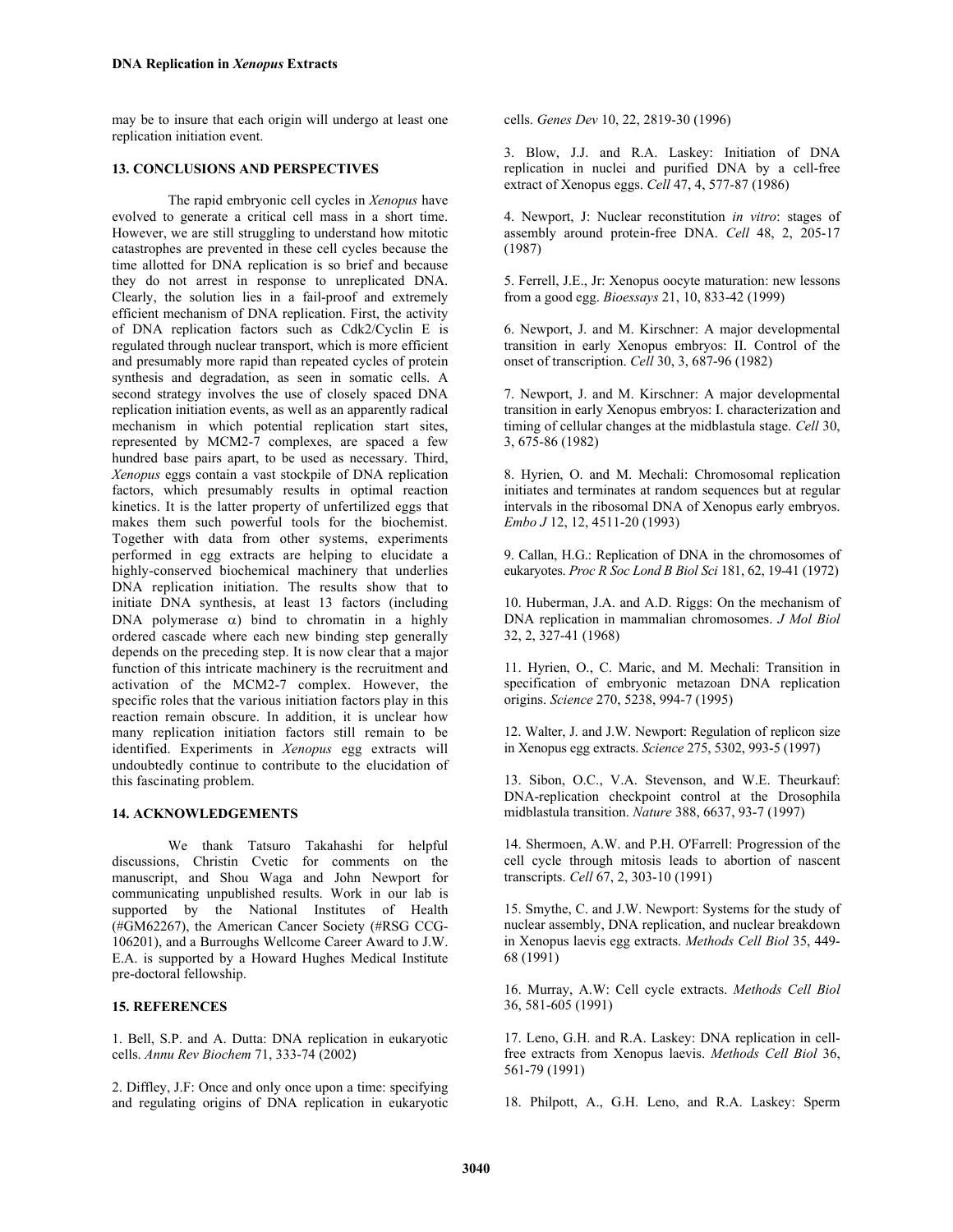may be to insure that each origin will undergo at least one replication initiation event.

## 13. CONCLUSIONS AND PERSPECTIVES

The rapid embryonic cell cycles in *Xenopus* have evolved to generate a critical cell mass in a short time. However, we are still struggling to understand how mitotic catastrophes are prevented in these cell cycles because the time allotted for DNA replication is so brief and because they do not arrest in response to unreplicated DNA. Clearly, the solution lies in a fail-proof and extremely efficient mechanism of DNA replication. First, the activity of DNA replication factors such as Cdk2/Cyclin E is regulated through nuclear transport, which is more efficient and presumably more rapid than repeated cycles of protein synthesis and degradation, as seen in somatic cells. A second strategy involves the use of closely spaced DNA replication initiation events, as well as an apparently radical mechanism in which potential replication start sites, represented by MCM2-7 complexes, are spaced a few hundred base pairs apart, to be used as necessary. Third, *Xenopus* eggs contain a vast stockpile of DNA replication factors, which presumably results in optimal reaction kinetics. It is the latter property of unfertilized eggs that makes them such powerful tools for the biochemist. Together with data from other systems, experiments performed in egg extracts are helping to elucidate a highly-conserved biochemical machinery that underlies DNA replication initiation. The results show that to initiate DNA synthesis, at least 13 factors (including DNA polymerase $\alpha$) bind to chromatin in a highly ordered cascade where each new binding step generally depends on the preceding step. It is now clear that a major function of this intricate machinery is the recruitment and activation of the MCM2-7 complex. However, the specific roles that the various initiation factors play in this reaction remain obscure. In addition, it is unclear how many replication initiation factors still remain to be identified. Experiments in *Xenopus* egg extracts will undoubtedly continue to contribute to the elucidation of this fascinating problem.

## 14. ACKNOWLEDGEMENTS

We thank Tatsuro Takahashi for helpful discussions, Christin Cvetic for comments on the manuscript, and Shou Waga and John Newport for communicating unpublished results. Work in our lab is supported by the National Institutes of Health (#GM62267), the American Cancer Society (#RSG CCG-106201), and a Burroughs Wellcome Career Award to J.W. E.A. is supported by a Howard Hughes Medical Institute pre-doctoral fellowship.

## 15. REFERENCES

1. Bell, S.P. and A. Dutta: DNA replication in eukaryotic cells. *Annu Rev Biochem* 71, 333-74 (2002)

2. Diffley, J.F: Once and only once upon a time: specifying and regulating origins of DNA replication in eukaryotic cells. *Genes Dev* 10, 22, 2819-30 (1996)

3. Blow, J.J. and R.A. Laskey: Initiation of DNA replication in nuclei and purified DNA by a cell-free extract of Xenopus eggs. *Cell* 47, 4, 577-87 (1986)

4. Newport, J: Nuclear reconstitution *in vitro*: stages of assembly around protein-free DNA. *Cell* 48, 2, 205-17 (1987)

5. Ferrell, J.E., Jr: Xenopus oocyte maturation: new lessons from a good egg. *Bioessays* 21, 10, 833-42 (1999)

6. Newport, J. and M. Kirschner: A major developmental transition in early Xenopus embryos: II. Control of the onset of transcription. *Cell* 30, 3, 687-96 (1982)

7. Newport, J. and M. Kirschner: A major developmental transition in early Xenopus embryos: I. characterization and timing of cellular changes at the midblastula stage. *Cell* 30, 3, 675-86 (1982)

8. Hyrien, O. and M. Mechali: Chromosomal replication initiates and terminates at random sequences but at regular intervals in the ribosomal DNA of Xenopus early embryos. *Embo J* 12, 12, 4511-20 (1993)

9. Callan, H.G.: Replication of DNA in the chromosomes of eukaryotes. *Proc R Soc Lond B Biol Sci* 181, 62, 19-41 (1972)

10. Huberman, J.A. and A.D. Riggs: On the mechanism of DNA replication in mammalian chromosomes. *J Mol Biol* 32, 2, 327-41 (1968)

11. Hyrien, O., C. Maric, and M. Mechali: Transition in specification of embryonic metazoan DNA replication origins. *Science* 270, 5238, 994-7 (1995)

12. Walter, J. and J.W. Newport: Regulation of replicon size in Xenopus egg extracts. *Science* 275, 5302, 993-5 (1997)

13. Sibon, O.C., V.A. Stevenson, and W.E. Theurkauf: DNA-replication checkpoint control at the Drosophila midblastula transition. *Nature* 388, 6637, 93-7 (1997)

14. Shermoen, A.W. and P.H. O'Farrell: Progression of the cell cycle through mitosis leads to abortion of nascent transcripts. *Cell* 67, 2, 303-10 (1991)

15. Smythe, C. and J.W. Newport: Systems for the study of nuclear assembly, DNA replication, and nuclear breakdown in Xenopus laevis egg extracts. *Methods Cell Biol* 35, 449-68 (1991)

16. Murray, A.W: Cell cycle extracts. *Methods Cell Biol* 36, 581-605 (1991)

17. Leno, G.H. and R.A. Laskey: DNA replication in cell-free extracts from Xenopus laevis. *Methods Cell Biol* 36, 561-79 (1991)

18. Philpott, A., G.H. Leno, and R.A. Laskey: Sperm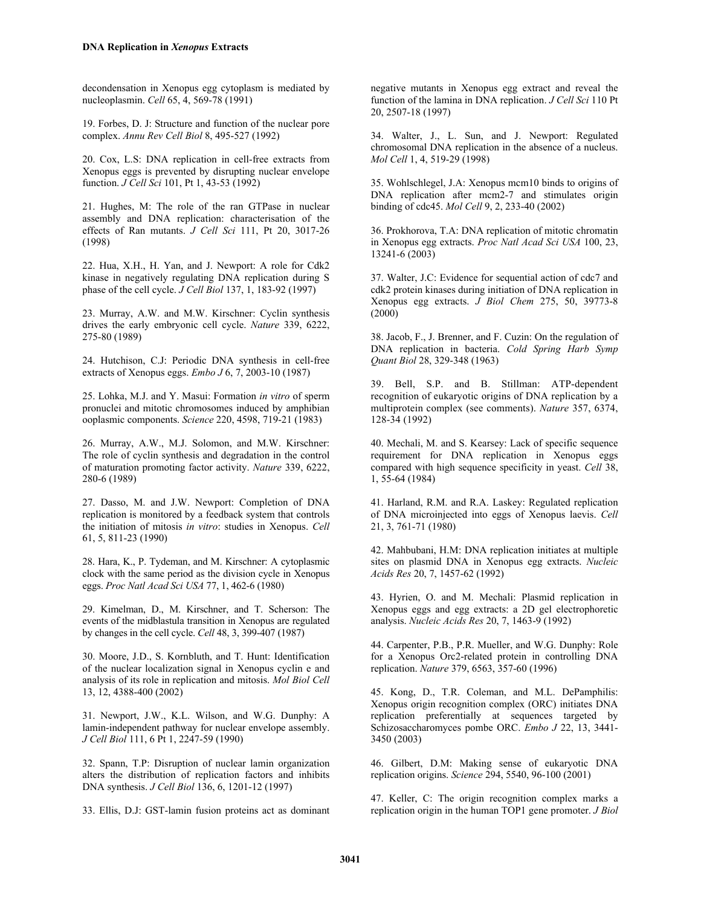decondensation in Xenopus egg cytoplasm is mediated by nucleoplasmin. *Cell* 65, 4, 569-78 (1991)

19. Forbes, D. J: Structure and function of the nuclear pore complex. *Annu Rev Cell Biol* 8, 495-527 (1992)

20. Cox, L.S: DNA replication in cell-free extracts from Xenopus eggs is prevented by disrupting nuclear envelope function. *J Cell Sci* 101, Pt 1, 43-53 (1992)

21. Hughes, M: The role of the ran GTPase in nuclear assembly and DNA replication: characterisation of the effects of Ran mutants. *J Cell Sci* 111, Pt 20, 3017-26 (1998)

22. Hua, X.H., H. Yan, and J. Newport: A role for Cdk2 kinase in negatively regulating DNA replication during S phase of the cell cycle. *J Cell Biol* 137, 1, 183-92 (1997)

23. Murray, A.W. and M.W. Kirschner: Cyclin synthesis drives the early embryonic cell cycle. *Nature* 339, 6222, 275-80 (1989)

24. Hutchison, C.J: Periodic DNA synthesis in cell-free extracts of Xenopus eggs. *Embo J* 6, 7, 2003-10 (1987)

25. Lohka, M.J. and Y. Masui: Formation *in vitro* of sperm pronuclei and mitotic chromosomes induced by amphibian ooplasmic components. *Science* 220, 4598, 719-21 (1983)

26. Murray, A.W., M.J. Solomon, and M.W. Kirschner: The role of cyclin synthesis and degradation in the control of maturation promoting factor activity. *Nature* 339, 6222, 280-6 (1989)

27. Dasso, M. and J.W. Newport: Completion of DNA replication is monitored by a feedback system that controls the initiation of mitosis *in vitro*: studies in Xenopus. *Cell* 61, 5, 811-23 (1990)

28. Hara, K., P. Tydeman, and M. Kirschner: A cytoplasmic clock with the same period as the division cycle in Xenopus eggs. *Proc Natl Acad Sci USA* 77, 1, 462-6 (1980)

29. Kimelman, D., M. Kirschner, and T. Scherson: The events of the midblastula transition in Xenopus are regulated by changes in the cell cycle. *Cell* 48, 3, 399-407 (1987)

30. Moore, J.D., S. Kornbluth, and T. Hunt: Identification of the nuclear localization signal in Xenopus cyclin e and analysis of its role in replication and mitosis. *Mol Biol Cell* 13, 12, 4388-400 (2002)

31. Newport, J.W., K.L. Wilson, and W.G. Dunphy: A lamin-independent pathway for nuclear envelope assembly. *J Cell Biol* 111, 6 Pt 1, 2247-59 (1990)

32. Spann, T.P: Disruption of nuclear lamin organization alters the distribution of replication factors and inhibits DNA synthesis. *J Cell Biol* 136, 6, 1201-12 (1997)

33. Ellis, D.J: GST-lamin fusion proteins act as dominant negative mutants in Xenopus egg extract and reveal the function of the lamina in DNA replication. *J Cell Sci* 110 Pt 20, 2507-18 (1997)

34. Walter, J., L. Sun, and J. Newport: Regulated chromosomal DNA replication in the absence of a nucleus. *Mol Cell* 1, 4, 519-29 (1998)

35. Wohlschlegel, J.A: Xenopus mcm10 binds to origins of DNA replication after mcm2-7 and stimulates origin binding of cdc45. *Mol Cell* 9, 2, 233-40 (2002)

36. Prokhorova, T.A: DNA replication of mitotic chromatin in Xenopus egg extracts. *Proc Natl Acad Sci USA* 100, 23, 13241-6 (2003)

37. Walter, J.C: Evidence for sequential action of cdc7 and cdk2 protein kinases during initiation of DNA replication in Xenopus egg extracts. *J Biol Chem* 275, 50, 39773-8 (2000)

38. Jacob, F., J. Brenner, and F. Cuzin: On the regulation of DNA replication in bacteria. *Cold Spring Harb Symp Quant Biol* 28, 329-348 (1963)

39. Bell, S.P. and B. Stillman: ATP-dependent recognition of eukaryotic origins of DNA replication by a multiprotein complex (see comments). *Nature* 357, 6374, 128-34 (1992)

40. Mechali, M. and S. Kearsey: Lack of specific sequence requirement for DNA replication in Xenopus eggs compared with high sequence specificity in yeast. *Cell* 38, 1, 55-64 (1984)

41. Harland, R.M. and R.A. Laskey: Regulated replication of DNA microinjected into eggs of Xenopus laevis. *Cell* 21, 3, 761-71 (1980)

42. Mahbubani, H.M: DNA replication initiates at multiple sites on plasmid DNA in Xenopus egg extracts. *Nucleic Acids Res* 20, 7, 1457-62 (1992)

43. Hyrien, O. and M. Mechali: Plasmid replication in Xenopus eggs and egg extracts: a 2D gel electrophoretic analysis. *Nucleic Acids Res* 20, 7, 1463-9 (1992)

44. Carpenter, P.B., P.R. Mueller, and W.G. Dunphy: Role for a Xenopus Orc2-related protein in controlling DNA replication. *Nature* 379, 6563, 357-60 (1996)

45. Kong, D., T.R. Coleman, and M.L. DePamphilis: Xenopus origin recognition complex (ORC) initiates DNA replication preferentially at sequences targeted by Schizosaccharomyces pombe ORC. *Embo J* 22, 13, 3441-3450 (2003)

46. Gilbert, D.M: Making sense of eukaryotic DNA replication origins. *Science* 294, 5540, 96-100 (2001)

47. Keller, C: The origin recognition complex marks a replication origin in the human TOP1 gene promoter. *J Biol*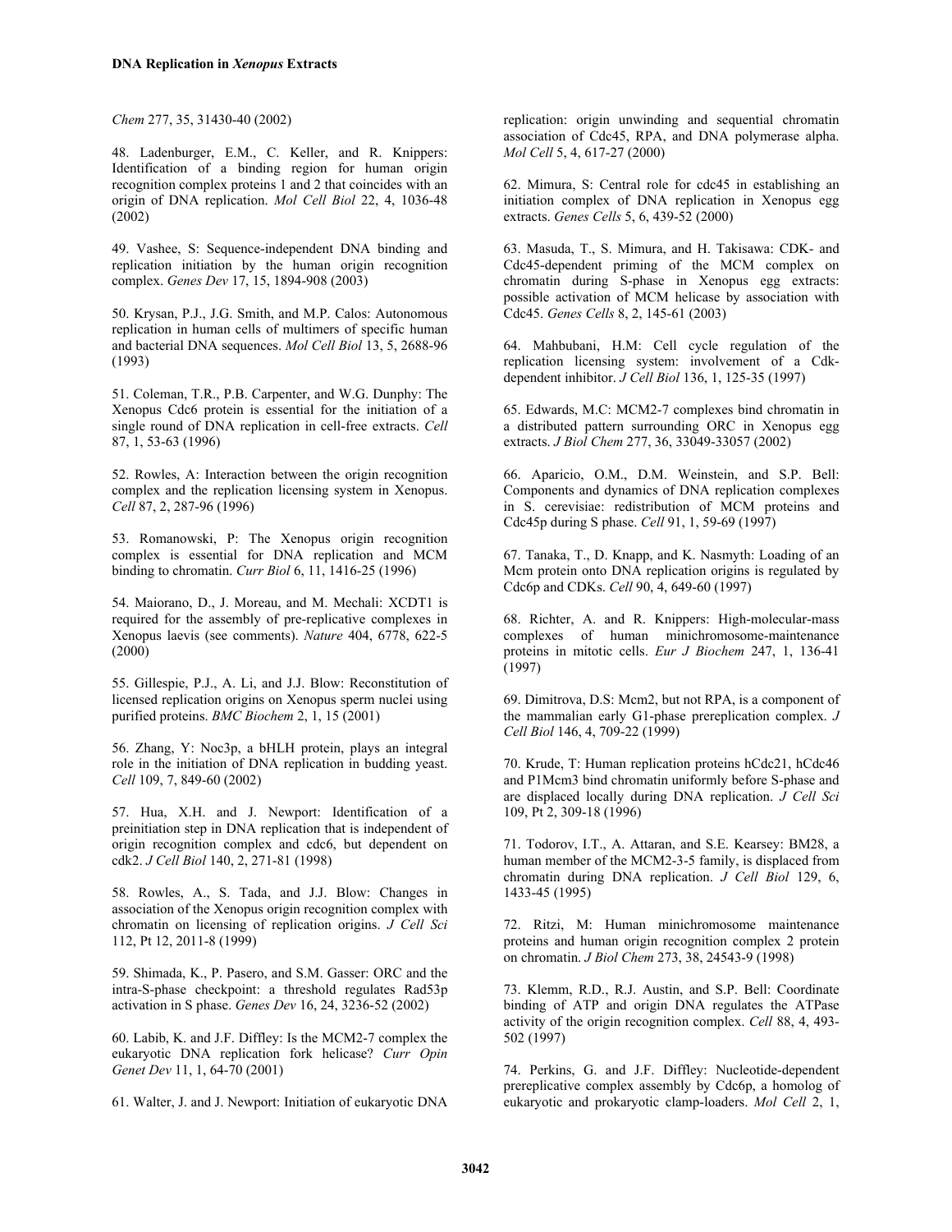*Chem* 277, 35, 31430-40 (2002)

48. Ladenburger, E.M., C. Keller, and R. Knippers: Identification of a binding region for human origin recognition complex proteins 1 and 2 that coincides with an origin of DNA replication. *Mol Cell Biol* 22, 4, 1036-48 (2002)

49. Vashee, S: Sequence-independent DNA binding and replication initiation by the human origin recognition complex. *Genes Dev* 17, 15, 1894-908 (2003)

50. Krysan, P.J., J.G. Smith, and M.P. Calos: Autonomous replication in human cells of multimers of specific human and bacterial DNA sequences. *Mol Cell Biol* 13, 5, 2688-96 (1993)

51. Coleman, T.R., P.B. Carpenter, and W.G. Dunphy: The Xenopus Cdc6 protein is essential for the initiation of a single round of DNA replication in cell-free extracts. *Cell* 87, 1, 53-63 (1996)

52. Rowles, A: Interaction between the origin recognition complex and the replication licensing system in Xenopus. *Cell* 87, 2, 287-96 (1996)

53. Romanowski, P: The Xenopus origin recognition complex is essential for DNA replication and MCM binding to chromatin. *Curr Biol* 6, 11, 1416-25 (1996)

54. Maiorano, D., J. Moreau, and M. Mechali: XCDT1 is required for the assembly of pre-replicative complexes in Xenopus laevis (see comments). *Nature* 404, 6778, 622-5 (2000)

55. Gillespie, P.J., A. Li, and J.J. Blow: Reconstitution of licensed replication origins on Xenopus sperm nuclei using purified proteins. *BMC Biochem* 2, 1, 15 (2001)

56. Zhang, Y: Noc3p, a bHLH protein, plays an integral role in the initiation of DNA replication in budding yeast. *Cell* 109, 7, 849-60 (2002)

57. Hua, X.H. and J. Newport: Identification of a preinitiation step in DNA replication that is independent of origin recognition complex and cdc6, but dependent on cdk2. *J Cell Biol* 140, 2, 271-81 (1998)

58. Rowles, A., S. Tada, and J.J. Blow: Changes in association of the Xenopus origin recognition complex with chromatin on licensing of replication origins. *J Cell Sci* 112, Pt 12, 2011-8 (1999)

59. Shimada, K., P. Pasero, and S.M. Gasser: ORC and the intra-S-phase checkpoint: a threshold regulates Rad53p activation in S phase. *Genes Dev* 16, 24, 3236-52 (2002)

60. Labib, K. and J.F. Diffley: Is the MCM2-7 complex the eukaryotic DNA replication fork helicase? *Curr Opin Genet Dev* 11, 1, 64-70 (2001)

61. Walter, J. and J. Newport: Initiation of eukaryotic DNA replication: origin unwinding and sequential chromatin association of Cdc45, RPA, and DNA polymerase alpha. *Mol Cell* 5, 4, 617-27 (2000)

62. Mimura, S: Central role for cdc45 in establishing an initiation complex of DNA replication in Xenopus egg extracts. *Genes Cells* 5, 6, 439-52 (2000)

63. Masuda, T., S. Mimura, and H. Takisawa: CDK- and Cdc45-dependent priming of the MCM complex on chromatin during S-phase in Xenopus egg extracts: possible activation of MCM helicase by association with Cdc45. *Genes Cells* 8, 2, 145-61 (2003)

64. Mahbubani, H.M: Cell cycle regulation of the replication licensing system: involvement of a Cdk-dependent inhibitor. *J Cell Biol* 136, 1, 125-35 (1997)

65. Edwards, M.C: MCM2-7 complexes bind chromatin in a distributed pattern surrounding ORC in Xenopus egg extracts. *J Biol Chem* 277, 36, 33049-33057 (2002)

66. Aparicio, O.M., D.M. Weinstein, and S.P. Bell: Components and dynamics of DNA replication complexes in S. cerevisiae: redistribution of MCM proteins and Cdc45p during S phase. *Cell* 91, 1, 59-69 (1997)

67. Tanaka, T., D. Knapp, and K. Nasmyth: Loading of an Mcm protein onto DNA replication origins is regulated by Cdc6p and CDKs. *Cell* 90, 4, 649-60 (1997)

68. Richter, A. and R. Knippers: High-molecular-mass complexes of human minichromosome-maintenance proteins in mitotic cells. *Eur J Biochem* 247, 1, 136-41 (1997)

69. Dimitrova, D.S: Mcm2, but not RPA, is a component of the mammalian early G1-phase prereplication complex. *J Cell Biol* 146, 4, 709-22 (1999)

70. Krude, T: Human replication proteins hCdc21, hCdc46 and P1Mcm3 bind chromatin uniformly before S-phase and are displaced locally during DNA replication. *J Cell Sci* 109, Pt 2, 309-18 (1996)

71. Todorov, I.T., A. Attaran, and S.E. Kearsey: BM28, a human member of the MCM2-3-5 family, is displaced from chromatin during DNA replication. *J Cell Biol* 129, 6, 1433-45 (1995)

72. Ritzi, M: Human minichromosome maintenance proteins and human origin recognition complex 2 protein on chromatin. *J Biol Chem* 273, 38, 24543-9 (1998)

73. Klemm, R.D., R.J. Austin, and S.P. Bell: Coordinate binding of ATP and origin DNA regulates the ATPase activity of the origin recognition complex. *Cell* 88, 4, 493-502 (1997)

74. Perkins, G. and J.F. Diffley: Nucleotide-dependent prereplicative complex assembly by Cdc6p, a homolog of eukaryotic and prokaryotic clamp-loaders. *Mol Cell* 2, 1,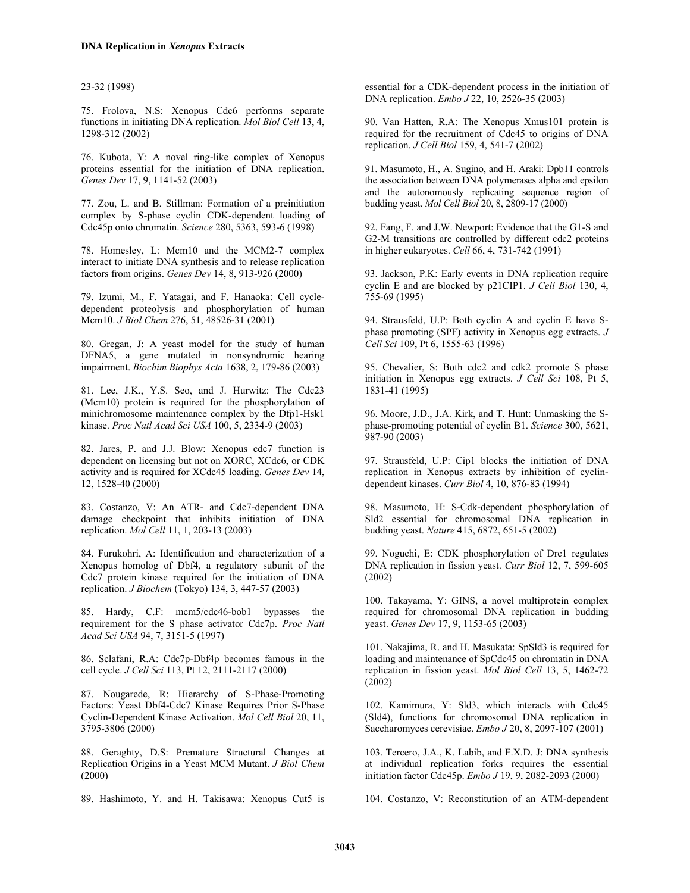23-32 (1998)

75. Frolova, N.S: Xenopus Cdc6 performs separate functions in initiating DNA replication. *Mol Biol Cell* 13, 4, 1298-312 (2002)

76. Kubota, Y: A novel ring-like complex of Xenopus proteins essential for the initiation of DNA replication. *Genes Dev* 17, 9, 1141-52 (2003)

77. Zou, L. and B. Stillman: Formation of a preinitiation complex by S-phase cyclin CDK-dependent loading of Cdc45p onto chromatin. *Science* 280, 5363, 593-6 (1998)

78. Homesley, L: Mcm10 and the MCM2-7 complex interact to initiate DNA synthesis and to release replication factors from origins. *Genes Dev* 14, 8, 913-926 (2000)

79. Izumi, M., F. Yatagai, and F. Hanaoka: Cell cycle-dependent proteolysis and phosphorylation of human Mcm10. *J Biol Chem* 276, 51, 48526-31 (2001)

80. Gregan, J: A yeast model for the study of human DFNA5, a gene mutated in nonsyndromic hearing impairment. *Biochim Biophys Acta* 1638, 2, 179-86 (2003)

81. Lee, J.K., Y.S. Seo, and J. Hurwitz: The Cdc23 (Mcm10) protein is required for the phosphorylation of minichromosome maintenance complex by the Dfp1-Hsk1 kinase. *Proc Natl Acad Sci USA* 100, 5, 2334-9 (2003)

82. Jares, P. and J.J. Blow: Xenopus cdc7 function is dependent on licensing but not on XORC, XCdc6, or CDK activity and is required for XCdc45 loading. *Genes Dev* 14, 12, 1528-40 (2000)

83. Costanzo, V: An ATR- and Cdc7-dependent DNA damage checkpoint that inhibits initiation of DNA replication. *Mol Cell* 11, 1, 203-13 (2003)

84. Furukohri, A: Identification and characterization of a Xenopus homolog of Dbf4, a regulatory subunit of the Cdc7 protein kinase required for the initiation of DNA replication. *J Biochem* (Tokyo) 134, 3, 447-57 (2003)

85. Hardy, C.F: mcm5/cdc46-bob1 bypasses the requirement for the S phase activator Cdc7p. *Proc Natl Acad Sci USA* 94, 7, 3151-5 (1997)

86. Sclafani, R.A: Cdc7p-Dbf4p becomes famous in the cell cycle. *J Cell Sci* 113, Pt 12, 2111-2117 (2000)

87. Nougarede, R: Hierarchy of S-Phase-Promoting Factors: Yeast Dbf4-Cdc7 Kinase Requires Prior S-Phase Cyclin-Dependent Kinase Activation. *Mol Cell Biol* 20, 11, 3795-3806 (2000)

88. Geraghty, D.S: Premature Structural Changes at Replication Origins in a Yeast MCM Mutant. *J Biol Chem* (2000)

89. Hashimoto, Y. and H. Takisawa: Xenopus Cut5 is essential for a CDK-dependent process in the initiation of DNA replication. *Embo J* 22, 10, 2526-35 (2003)

90. Van Hatten, R.A: The Xenopus Xmus101 protein is required for the recruitment of Cdc45 to origins of DNA replication. *J Cell Biol* 159, 4, 541-7 (2002)

91. Masumoto, H., A. Sugino, and H. Araki: Dpb11 controls the association between DNA polymerases alpha and epsilon and the autonomously replicating sequence region of budding yeast. *Mol Cell Biol* 20, 8, 2809-17 (2000)

92. Fang, F. and J.W. Newport: Evidence that the G1-S and G2-M transitions are controlled by different cdc2 proteins in higher eukaryotes. *Cell* 66, 4, 731-742 (1991)

93. Jackson, P.K: Early events in DNA replication require cyclin E and are blocked by p21CIP1. *J Cell Biol* 130, 4, 755-69 (1995)

94. Strausfeld, U.P: Both cyclin A and cyclin E have S-phase promoting (SPF) activity in Xenopus egg extracts. *J Cell Sci* 109, Pt 6, 1555-63 (1996)

95. Chevalier, S: Both cdc2 and cdk2 promote S phase initiation in Xenopus egg extracts. *J Cell Sci* 108, Pt 5, 1831-41 (1995)

96. Moore, J.D., J.A. Kirk, and T. Hunt: Unmasking the S-phase-promoting potential of cyclin B1. *Science* 300, 5621, 987-90 (2003)

97. Strausfeld, U.P: Cip1 blocks the initiation of DNA replication in Xenopus extracts by inhibition of cyclin-dependent kinases. *Curr Biol* 4, 10, 876-83 (1994)

98. Masumoto, H: S-Cdk-dependent phosphorylation of Sld2 essential for chromosomal DNA replication in budding yeast. *Nature* 415, 6872, 651-5 (2002)

99. Noguchi, E: CDK phosphorylation of Drc1 regulates DNA replication in fission yeast. *Curr Biol* 12, 7, 599-605 (2002)

100. Takayama, Y: GINS, a novel multiprotein complex required for chromosomal DNA replication in budding yeast. *Genes Dev* 17, 9, 1153-65 (2003)

101. Nakajima, R. and H. Masukata: SpSld3 is required for loading and maintenance of SpCdc45 on chromatin in DNA replication in fission yeast. *Mol Biol Cell* 13, 5, 1462-72 (2002)

102. Kamimura, Y: Sld3, which interacts with Cdc45 (Sld4), functions for chromosomal DNA replication in Saccharomyces cerevisiae. *Embo J* 20, 8, 2097-107 (2001)

103. Tercero, J.A., K. Labib, and F.X.D. J: DNA synthesis at individual replication forks requires the essential initiation factor Cdc45p. *Embo J* 19, 9, 2082-2093 (2000)

104. Costanzo, V: Reconstitution of an ATM-dependent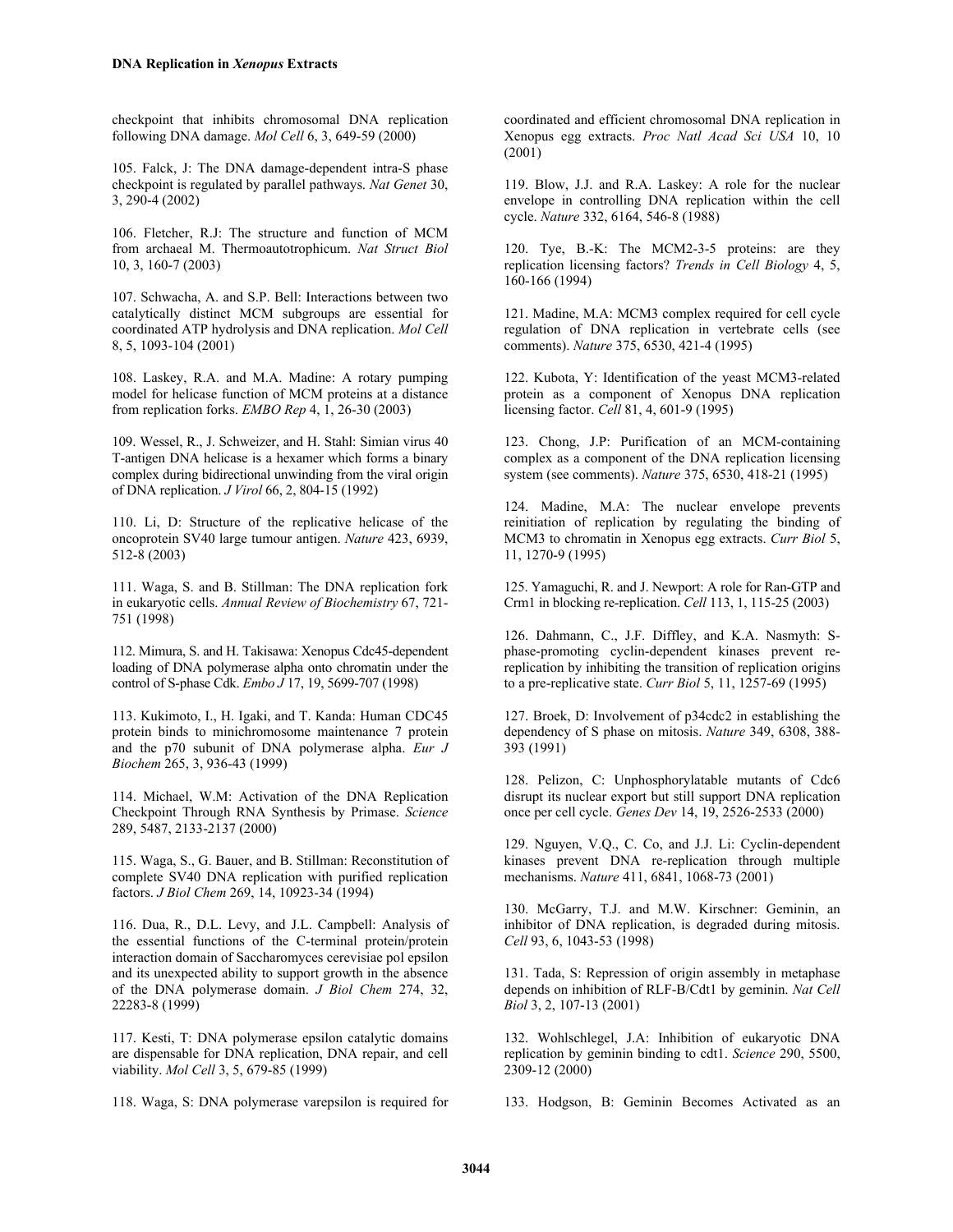checkpoint that inhibits chromosomal DNA replication following DNA damage. *Mol Cell* 6, 3, 649-59 (2000)

105. Falck, J: The DNA damage-dependent intra-S phase checkpoint is regulated by parallel pathways. *Nat Genet* 30, 3, 290-4 (2002)

106. Fletcher, R.J: The structure and function of MCM from archaeal M. Thermoautotrophicum. *Nat Struct Biol* 10, 3, 160-7 (2003)

107. Schwacha, A. and S.P. Bell: Interactions between two catalytically distinct MCM subgroups are essential for coordinated ATP hydrolysis and DNA replication. *Mol Cell* 8, 5, 1093-104 (2001)

108. Laskey, R.A. and M.A. Madine: A rotary pumping model for helicase function of MCM proteins at a distance from replication forks. *EMBO Rep* 4, 1, 26-30 (2003)

109. Wessel, R., J. Schweizer, and H. Stahl: Simian virus 40 T-antigen DNA helicase is a hexamer which forms a binary complex during bidirectional unwinding from the viral origin of DNA replication. *J Virol* 66, 2, 804-15 (1992)

110. Li, D: Structure of the replicative helicase of the oncoprotein SV40 large tumour antigen. *Nature* 423, 6939, 512-8 (2003)

111. Waga, S. and B. Stillman: The DNA replication fork in eukaryotic cells. *Annual Review of Biochemistry* 67, 721-751 (1998)

112. Mimura, S. and H. Takisawa: Xenopus Cdc45-dependent loading of DNA polymerase alpha onto chromatin under the control of S-phase Cdk. *Embo J* 17, 19, 5699-707 (1998)

113. Kukimoto, I., H. Igaki, and T. Kanda: Human CDC45 protein binds to minichromosome maintenance 7 protein and the p70 subunit of DNA polymerase alpha. *Eur J Biochem* 265, 3, 936-43 (1999)

114. Michael, W.M: Activation of the DNA Replication Checkpoint Through RNA Synthesis by Primase. *Science* 289, 5487, 2133-2137 (2000)

115. Waga, S., G. Bauer, and B. Stillman: Reconstitution of complete SV40 DNA replication with purified replication factors. *J Biol Chem* 269, 14, 10923-34 (1994)

116. Dua, R., D.L. Levy, and J.L. Campbell: Analysis of the essential functions of the C-terminal protein/protein interaction domain of Saccharomyces cerevisiae pol epsilon and its unexpected ability to support growth in the absence of the DNA polymerase domain. *J Biol Chem* 274, 32, 22283-8 (1999)

117. Kesti, T: DNA polymerase epsilon catalytic domains are dispensable for DNA replication, DNA repair, and cell viability. *Mol Cell* 3, 5, 679-85 (1999)

118. Waga, S: DNA polymerase varepsilon is required for coordinated and efficient chromosomal DNA replication in Xenopus egg extracts. *Proc Natl Acad Sci USA* 10, 10 (2001)

119. Blow, J.J. and R.A. Laskey: A role for the nuclear envelope in controlling DNA replication within the cell cycle. *Nature* 332, 6164, 546-8 (1988)

120. Tye, B.-K: The MCM2-3-5 proteins: are they replication licensing factors? *Trends in Cell Biology* 4, 5, 160-166 (1994)

121. Madine, M.A: MCM3 complex required for cell cycle regulation of DNA replication in vertebrate cells (see comments). *Nature* 375, 6530, 421-4 (1995)

122. Kubota, Y: Identification of the yeast MCM3-related protein as a component of Xenopus DNA replication licensing factor. *Cell* 81, 4, 601-9 (1995)

123. Chong, J.P: Purification of an MCM-containing complex as a component of the DNA replication licensing system (see comments). *Nature* 375, 6530, 418-21 (1995)

124. Madine, M.A: The nuclear envelope prevents reinitiation of replication by regulating the binding of MCM3 to chromatin in Xenopus egg extracts. *Curr Biol* 5, 11, 1270-9 (1995)

125. Yamaguchi, R. and J. Newport: A role for Ran-GTP and Crm1 in blocking re-replication. *Cell* 113, 1, 115-25 (2003)

126. Dahmann, C., J.F. Diffley, and K.A. Nasmyth: S-phase-promoting cyclin-dependent kinases prevent re-replication by inhibiting the transition of replication origins to a pre-replicative state. *Curr Biol* 5, 11, 1257-69 (1995)

127. Broek, D: Involvement of p34cdc2 in establishing the dependency of S phase on mitosis. *Nature* 349, 6308, 388-393 (1991)

128. Pelizon, C: Unphosphorylatable mutants of Cdc6 disrupt its nuclear export but still support DNA replication once per cell cycle. *Genes Dev* 14, 19, 2526-2533 (2000)

129. Nguyen, V.Q., C. Co, and J.J. Li: Cyclin-dependent kinases prevent DNA re-replication through multiple mechanisms. *Nature* 411, 6841, 1068-73 (2001)

130. McGarry, T.J. and M.W. Kirschner: Geminin, an inhibitor of DNA replication, is degraded during mitosis. *Cell* 93, 6, 1043-53 (1998)

131. Tada, S: Repression of origin assembly in metaphase depends on inhibition of RLF-B/Cdt1 by geminin. *Nat Cell Biol* 3, 2, 107-13 (2001)

132. Wohlschlegel, J.A: Inhibition of eukaryotic DNA replication by geminin binding to cdt1. *Science* 290, 5500, 2309-12 (2000)

133. Hodgson, B: Geminin Becomes Activated as an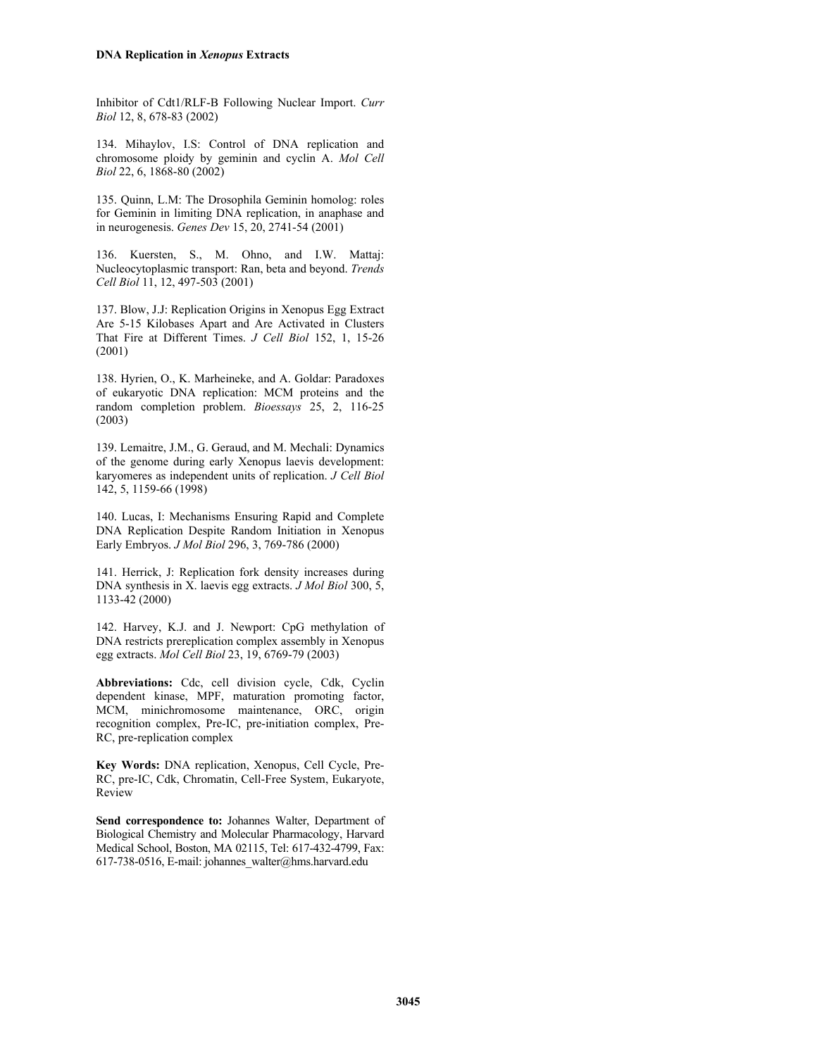Inhibitor of Cdt1/RLF-B Following Nuclear Import. *Curr Biol* 12, 8, 678-83 (2002)

134. Mihaylov, I.S: Control of DNA replication and chromosome ploidy by geminin and cyclin A. *Mol Cell Biol* 22, 6, 1868-80 (2002)

135. Quinn, L.M: The Drosophila Geminin homolog: roles for Geminin in limiting DNA replication, in anaphase and in neurogenesis. *Genes Dev* 15, 20, 2741-54 (2001)

136. Kuersten, S., M. Ohno, and I.W. Mattaj: Nucleocytoplasmic transport: Ran, beta and beyond. *Trends Cell Biol* 11, 12, 497-503 (2001)

137. Blow, J.J: Replication Origins in Xenopus Egg Extract Are 5-15 Kilobases Apart and Are Activated in Clusters That Fire at Different Times. *J Cell Biol* 152, 1, 15-26 (2001)

138. Hyrien, O., K. Marheineke, and A. Goldar: Paradoxes of eukaryotic DNA replication: MCM proteins and the random completion problem. *Bioessays* 25, 2, 116-25 (2003)

139. Lemaitre, J.M., G. Geraud, and M. Mechali: Dynamics of the genome during early Xenopus laevis development: karyomeres as independent units of replication. *J Cell Biol* 142, 5, 1159-66 (1998)

140. Lucas, I: Mechanisms Ensuring Rapid and Complete DNA Replication Despite Random Initiation in Xenopus Early Embryos. *J Mol Biol* 296, 3, 769-786 (2000)

141. Herrick, J: Replication fork density increases during DNA synthesis in X. laevis egg extracts. *J Mol Biol* 300, 5, 1133-42 (2000)

142. Harvey, K.J. and J. Newport: CpG methylation of DNA restricts prereplication complex assembly in Xenopus egg extracts. *Mol Cell Biol* 23, 19, 6769-79 (2003)

**Abbreviations:** Cdc, cell division cycle, Cdk, Cyclin dependent kinase, MPF, maturation promoting factor, MCM, minichromosome maintenance, ORC, origin recognition complex, Pre-IC, pre-initiation complex, Pre-RC, pre-replication complex

**Key Words:** DNA replication, Xenopus, Cell Cycle, Pre-RC, pre-IC, Cdk, Chromatin, Cell-Free System, Eukaryote, Review

**Send correspondence to:** Johannes Walter, Department of Biological Chemistry and Molecular Pharmacology, Harvard Medical School, Boston, MA 02115, Tel: 617-432-4799, Fax: 617-738-0516, E-mail: johannes_walter@hms.harvard.edu